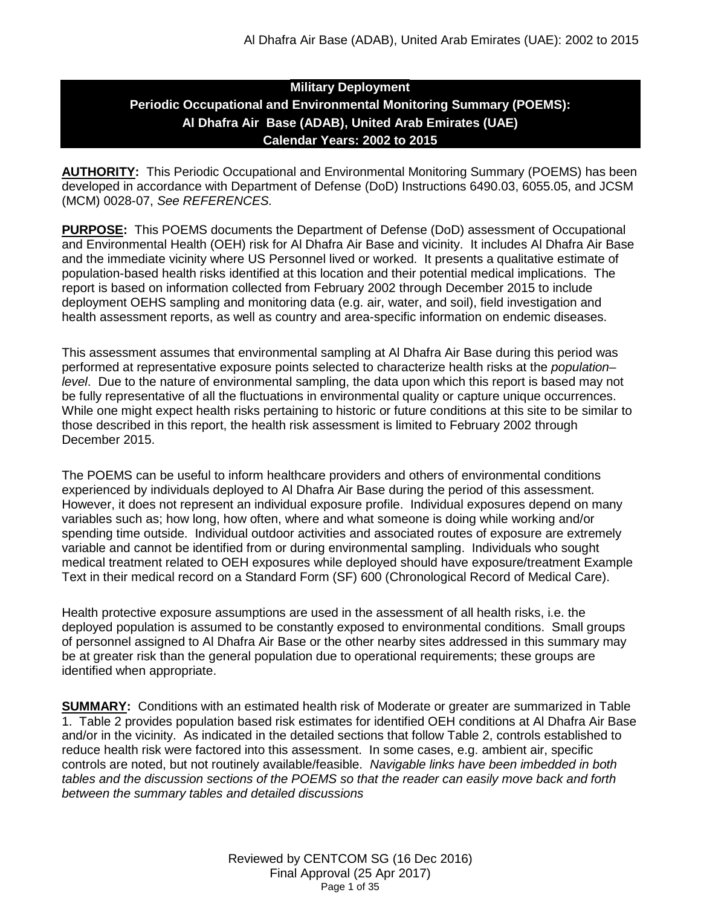# Military Deployment
# Periodic Occupational and Environmental Monitoring Summary (POEMS): Al Dhafra Air Base (ADAB), United Arab Emirates (UAE)
# Calendar Years: 2002 to 2015

**AUTHORITY:** This Periodic Occupational and Environmental Monitoring Summary (POEMS) has been developed in accordance with Department of Defense (DoD) Instructions 6490.03, 6055.05, and JCSM (MCM) 0028-07, *See REFERENCES.*

**PURPOSE:** This POEMS documents the Department of Defense (DoD) assessment of Occupational and Environmental Health (OEH) risk for Al Dhafra Air Base and vicinity. It includes Al Dhafra Air Base and the immediate vicinity where US Personnel lived or worked. It presents a qualitative estimate of population-based health risks identified at this location and their potential medical implications. The report is based on information collected from February 2002 through December 2015 to include deployment OEHS sampling and monitoring data (e.g. air, water, and soil), field investigation and health assessment reports, as well as country and area-specific information on endemic diseases.

This assessment assumes that environmental sampling at Al Dhafra Air Base during this period was performed at representative exposure points selected to characterize health risks at the *population–level*. Due to the nature of environmental sampling, the data upon which this report is based may not be fully representative of all the fluctuations in environmental quality or capture unique occurrences. While one might expect health risks pertaining to historic or future conditions at this site to be similar to those described in this report, the health risk assessment is limited to February 2002 through December 2015.

The POEMS can be useful to inform healthcare providers and others of environmental conditions experienced by individuals deployed to Al Dhafra Air Base during the period of this assessment. However, it does not represent an individual exposure profile. Individual exposures depend on many variables such as; how long, how often, where and what someone is doing while working and/or spending time outside. Individual outdoor activities and associated routes of exposure are extremely variable and cannot be identified from or during environmental sampling. Individuals who sought medical treatment related to OEH exposures while deployed should have exposure/treatment Example Text in their medical record on a Standard Form (SF) 600 (Chronological Record of Medical Care).

Health protective exposure assumptions are used in the assessment of all health risks, i.e. the deployed population is assumed to be constantly exposed to environmental conditions. Small groups of personnel assigned to Al Dhafra Air Base or the other nearby sites addressed in this summary may be at greater risk than the general population due to operational requirements; these groups are identified when appropriate.

**SUMMARY:** Conditions with an estimated health risk of Moderate or greater are summarized in Table 1. Table 2 provides population based risk estimates for identified OEH conditions at Al Dhafra Air Base and/or in the vicinity. As indicated in the detailed sections that follow Table 2, controls established to reduce health risk were factored into this assessment. In some cases, e.g. ambient air, specific controls are noted, but not routinely available/feasible. *Navigable links have been imbedded in both tables and the discussion sections of the POEMS so that the reader can easily move back and forth between the summary tables and detailed discussions*

Reviewed by CENTCOM SG (16 Dec 2016)
Final Approval (25 Apr 2017)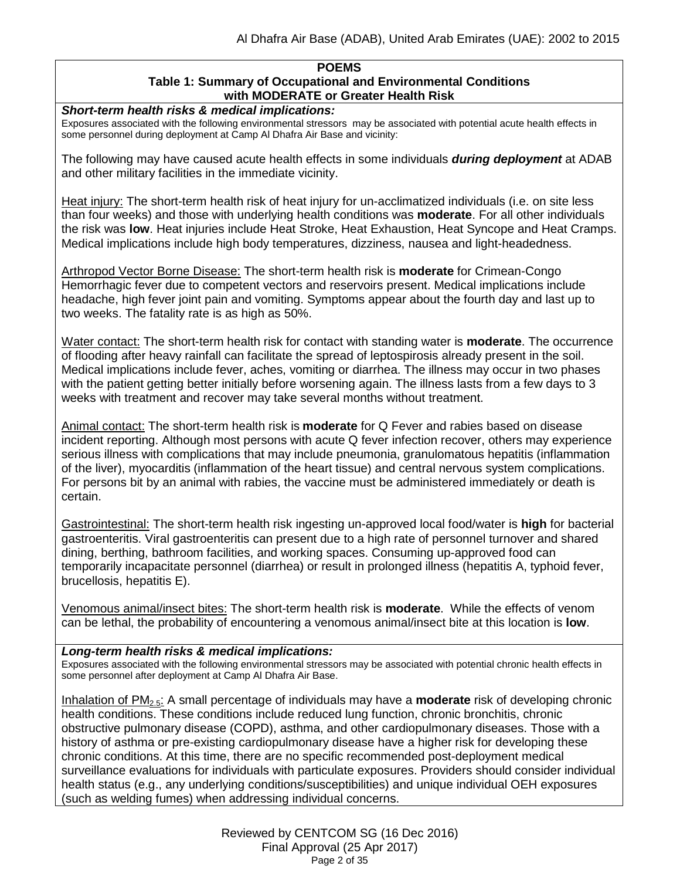**POEMS**

**Table 1: Summary of Occupational and Environmental Conditions with MODERATE or Greater Health Risk**

***Short-term health risks & medical implications:***

Exposures associated with the following environmental stressors may be associated with potential acute health effects in some personnel during deployment at Camp Al Dhafra Air Base and vicinity:

The following may have caused acute health effects in some individuals ***during deployment*** at ADAB and other military facilities in the immediate vicinity.

Heat injury: The short-term health risk of heat injury for un-acclimatized individuals (i.e. on site less than four weeks) and those with underlying health conditions was **moderate**. For all other individuals the risk was **low**. Heat injuries include Heat Stroke, Heat Exhaustion, Heat Syncope and Heat Cramps. Medical implications include high body temperatures, dizziness, nausea and light-headedness.

Arthropod Vector Borne Disease: The short-term health risk is **moderate** for Crimean-Congo Hemorrhagic fever due to competent vectors and reservoirs present. Medical implications include headache, high fever joint pain and vomiting. Symptoms appear about the fourth day and last up to two weeks. The fatality rate is as high as 50%.

Water contact: The short-term health risk for contact with standing water is **moderate**. The occurrence of flooding after heavy rainfall can facilitate the spread of leptospirosis already present in the soil. Medical implications include fever, aches, vomiting or diarrhea. The illness may occur in two phases with the patient getting better initially before worsening again. The illness lasts from a few days to 3 weeks with treatment and recover may take several months without treatment.

Animal contact: The short-term health risk is **moderate** for Q Fever and rabies based on disease incident reporting. Although most persons with acute Q fever infection recover, others may experience serious illness with complications that may include pneumonia, granulomatous hepatitis (inflammation of the liver), myocarditis (inflammation of the heart tissue) and central nervous system complications. For persons bit by an animal with rabies, the vaccine must be administered immediately or death is certain.

Gastrointestinal: The short-term health risk ingesting un-approved local food/water is **high** for bacterial gastroenteritis. Viral gastroenteritis can present due to a high rate of personnel turnover and shared dining, berthing, bathroom facilities, and working spaces. Consuming up-approved food can temporarily incapacitate personnel (diarrhea) or result in prolonged illness (hepatitis A, typhoid fever, brucellosis, hepatitis E).

Venomous animal/insect bites: The short-term health risk is **moderate**. While the effects of venom can be lethal, the probability of encountering a venomous animal/insect bite at this location is **low**.

***Long-term health risks & medical implications:***

Exposures associated with the following environmental stressors may be associated with potential chronic health effects in some personnel after deployment at Camp Al Dhafra Air Base.

Inhalation of $PM_{2.5}$: A small percentage of individuals may have a **moderate** risk of developing chronic health conditions. These conditions include reduced lung function, chronic bronchitis, chronic obstructive pulmonary disease (COPD), asthma, and other cardiopulmonary diseases. Those with a history of asthma or pre-existing cardiopulmonary disease have a higher risk for developing these chronic conditions. At this time, there are no specific recommended post-deployment medical surveillance evaluations for individuals with particulate exposures. Providers should consider individual health status (e.g., any underlying conditions/susceptibilities) and unique individual OEH exposures (such as welding fumes) when addressing individual concerns.

Reviewed by CENTCOM SG (16 Dec 2016)
Final Approval (25 Apr 2017)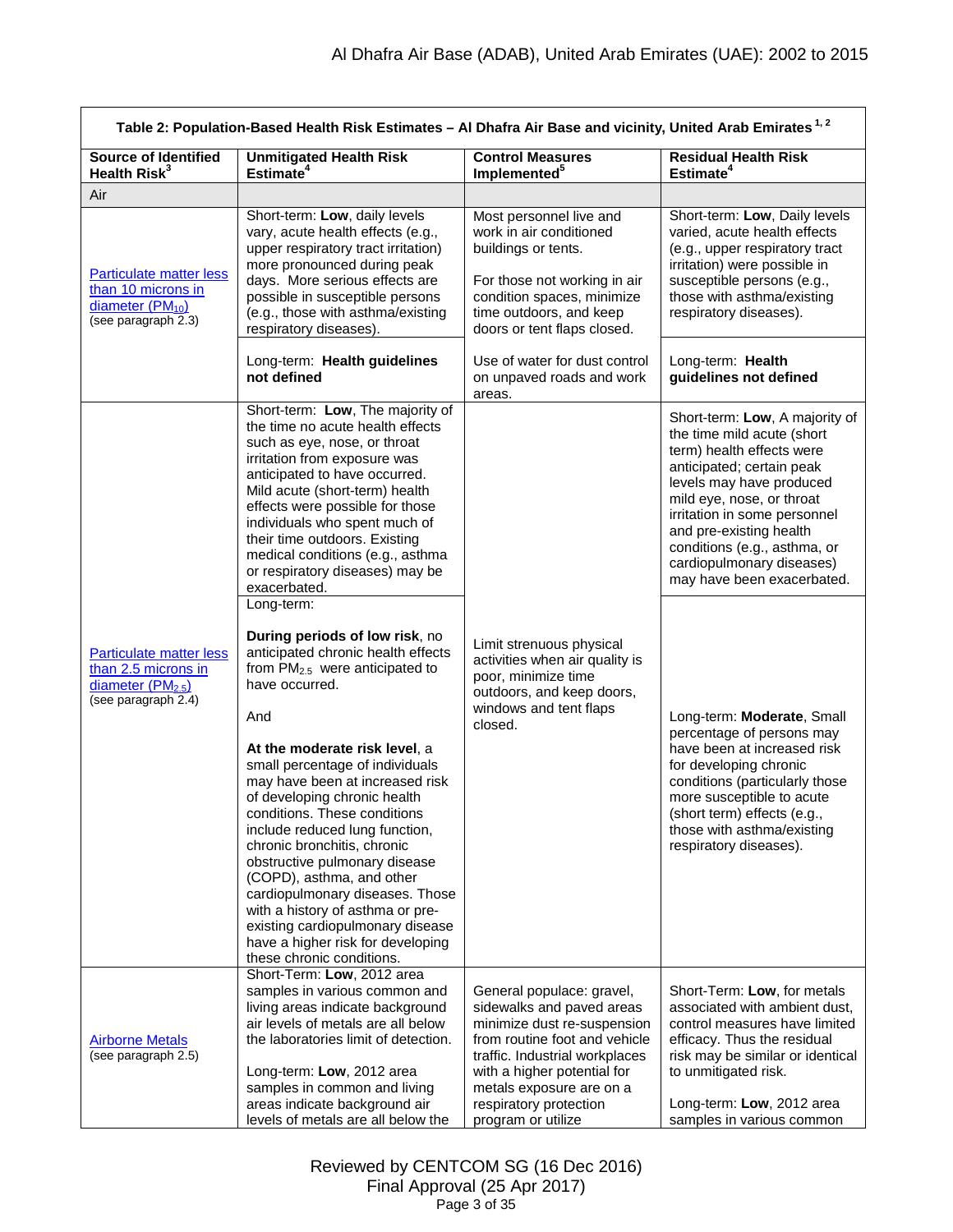**Table 2: Population-Based Health Risk Estimates – Al Dhafra Air Base and vicinity, United Arab Emirates [1, 2]**

| Source of Identified Health Risk[3] | Unmitigated Health Risk Estimate[4] | Control Measures Implemented[5] | Residual Health Risk Estimate[4] |
|---|---|---|---|
| Air | | | |
| Particulate matter less than 10 microns in diameter ($PM_{10}$) (see paragraph 2.3) | Short-term: **Low**, daily levels vary, acute health effects (e.g., upper respiratory tract irritation) more pronounced during peak days. More serious effects are possible in susceptible persons (e.g., those with asthma/existing respiratory diseases). | Most personnel live and work in air conditioned buildings or tents. For those not working in air condition spaces, minimize time outdoors, and keep doors or tent flaps closed. | Short-term: **Low**, Daily levels varied, acute health effects (e.g., upper respiratory tract irritation) were possible in susceptible persons (e.g., those with asthma/existing respiratory diseases). |
| | Long-term: **Health guidelines not defined** | Use of water for dust control on unpaved roads and work areas. | Long-term: **Health guidelines not defined** |
| Particulate matter less than 2.5 microns in diameter ($PM_{2.5}$) (see paragraph 2.4) | Short-term: **Low**, The majority of the time no acute health effects such as eye, nose, or throat irritation from exposure was anticipated to have occurred. Mild acute (short-term) health effects were possible for those individuals who spent much of their time outdoors. Existing medical conditions (e.g., asthma or respiratory diseases) may be exacerbated. | Limit strenuous physical activities when air quality is poor, minimize time outdoors, and keep doors, windows and tent flaps closed. | Short-term: **Low**, A majority of the time mild acute (short term) health effects were anticipated; certain peak levels may have produced mild eye, nose, or throat irritation in some personnel and pre-existing health conditions (e.g., asthma, or cardiopulmonary diseases) may have been exacerbated. |
| | Long-term: **During periods of low risk**, no anticipated chronic health effects from $PM_{2.5}$ were anticipated to have occurred. And **At the moderate risk level**, a small percentage of individuals may have been at increased risk of developing chronic health conditions. These conditions include reduced lung function, chronic bronchitis, chronic obstructive pulmonary disease (COPD), asthma, and other cardiopulmonary diseases. Those with a history of asthma or pre-existing cardiopulmonary disease have a higher risk for developing these chronic conditions. | | Long-term: **Moderate**, Small percentage of persons may have been at increased risk for developing chronic conditions (particularly those more susceptible to acute (short term) effects (e.g., those with asthma/existing respiratory diseases). |
| Airborne Metals (see paragraph 2.5) | Short-Term: **Low**, 2012 area samples in various common and living areas indicate background air levels of metals are all below the laboratories limit of detection. Long-term: **Low**, 2012 area samples in common and living areas indicate background air levels of metals are all below the | General populace: gravel, sidewalks and paved areas minimize dust re-suspension from routine foot and vehicle traffic. Industrial workplaces with a higher potential for metals exposure are on a respiratory protection program or utilize | Short-Term: **Low**, for metals associated with ambient dust, control measures have limited efficacy. Thus the residual risk may be similar or identical to unmitigated risk. Long-term: **Low**, 2012 area samples in various common |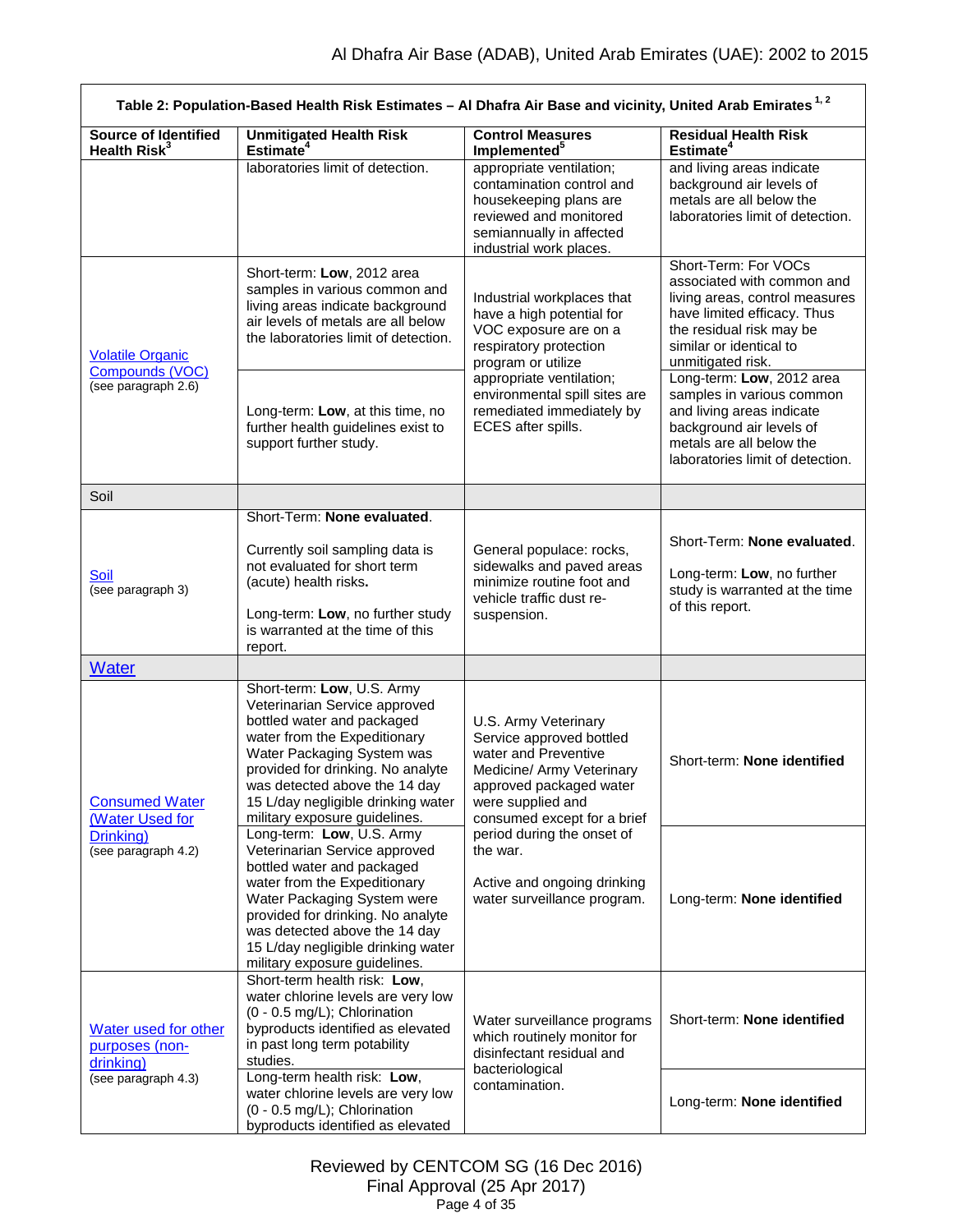| Table 2: Population-Based Health Risk Estimates – Al Dhafra Air Base and vicinity, United Arab Emirates [1, 2] | | | |
|---|---|---|---|
| **Source of Identified Health Risk[3]** | **Unmitigated Health Risk Estimate[4]** | **Control Measures Implemented[5]** | **Residual Health Risk Estimate[4]** |
| | laboratories limit of detection. | appropriate ventilation; contamination control and housekeeping plans are reviewed and monitored semiannually in affected industrial work places. | and living areas indicate background air levels of metals are all below the laboratories limit of detection. |
| Volatile Organic Compounds (VOC) (see paragraph 2.6) | Short-term: **Low**, 2012 area samples in various common and living areas indicate background air levels of metals are all below the laboratories limit of detection. | Industrial workplaces that have a high potential for VOC exposure are on a respiratory protection program or utilize appropriate ventilation; environmental spill sites are remediated immediately by ECES after spills. | Short-Term: For VOCs associated with common and living areas, control measures have limited efficacy. Thus the residual risk may be similar or identical to unmitigated risk. |
| | Long-term: **Low**, at this time, no further health guidelines exist to support further study. | | Long-term: **Low**, 2012 area samples in various common and living areas indicate background air levels of metals are all below the laboratories limit of detection. |
| Soil | | | |
| Soil (see paragraph 3) | Short-Term: **None evaluated**.<br><br>Currently soil sampling data is not evaluated for short term (acute) health risks**.**<br><br>Long-term: **Low**, no further study is warranted at the time of this report. | General populace: rocks, sidewalks and paved areas minimize routine foot and vehicle traffic dust re-suspension. | Short-Term: **None evaluated**.<br><br>Long-term: **Low**, no further study is warranted at the time of this report. |
| Water | | | |
| Consumed Water (Water Used for Drinking) (see paragraph 4.2) | Short-term: **Low**, U.S. Army Veterinarian Service approved bottled water and packaged water from the Expeditionary Water Packaging System was provided for drinking. No analyte was detected above the 14 day 15 L/day negligible drinking water military exposure guidelines. | U.S. Army Veterinary Service approved bottled water and Preventive Medicine/ Army Veterinary approved packaged water were supplied and consumed except for a brief period during the onset of the war.<br><br>Active and ongoing drinking water surveillance program. | Short-term: **None identified** |
| | Long-term: **Low**, U.S. Army Veterinarian Service approved bottled water and packaged water from the Expeditionary Water Packaging System were provided for drinking. No analyte was detected above the 14 day 15 L/day negligible drinking water military exposure guidelines. | | Long-term: **None identified** |
| Water used for other purposes (non-drinking) (see paragraph 4.3) | Short-term health risk: **Low**, water chlorine levels are very low (0 - 0.5 mg/L); Chlorination byproducts identified as elevated in past long term potability studies. | Water surveillance programs which routinely monitor for disinfectant residual and bacteriological contamination. | Short-term: **None identified** |
| | Long-term health risk: **Low**, water chlorine levels are very low (0 - 0.5 mg/L); Chlorination byproducts identified as elevated | | Long-term: **None identified** |

Reviewed by CENTCOM SG (16 Dec 2016)
Final Approval (25 Apr 2017)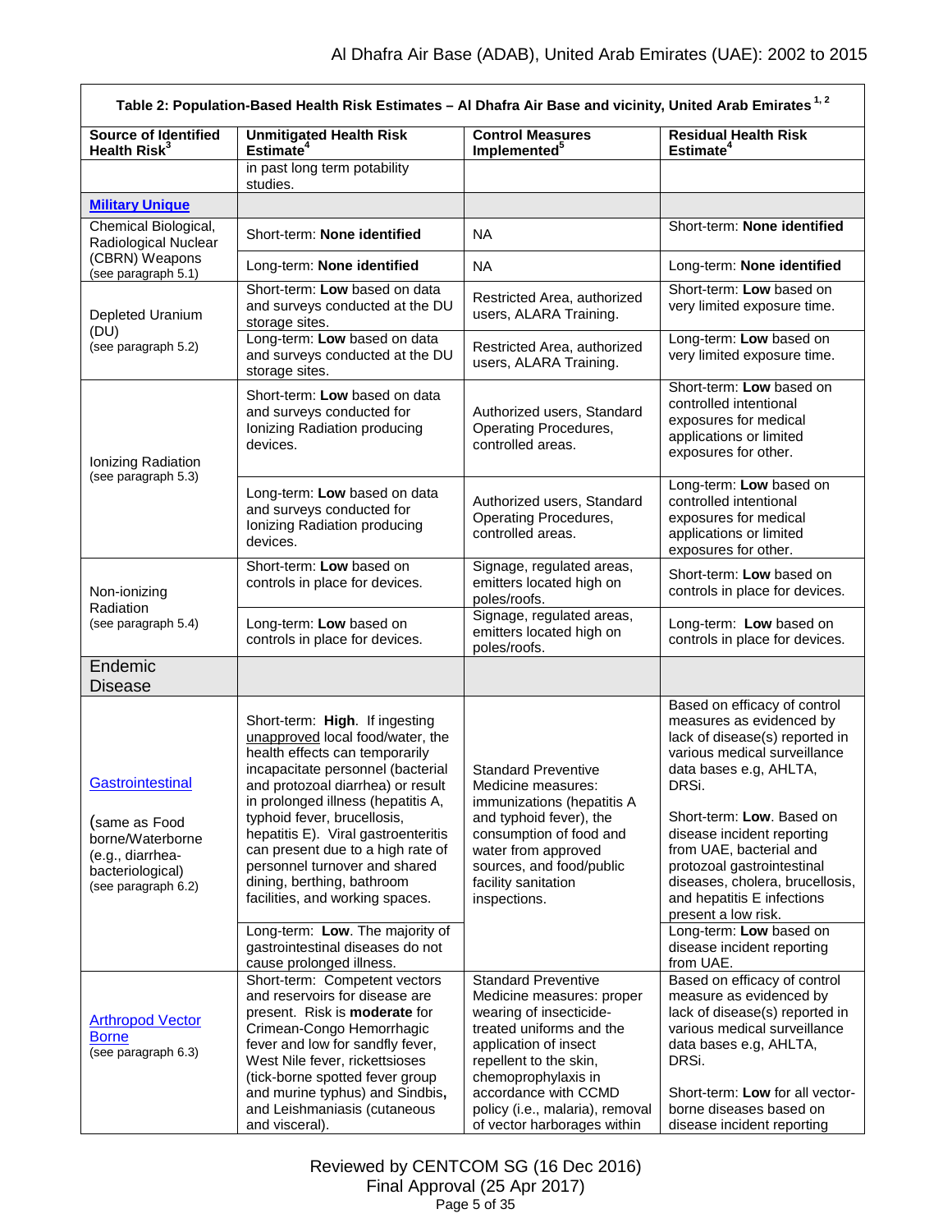**Table 2: Population-Based Health Risk Estimates – Al Dhafra Air Base and vicinity, United Arab Emirates [1, 2]**

| Source of Identified Health Risk[3] | Unmitigated Health Risk Estimate[4] | Control Measures Implemented[5] | Residual Health Risk Estimate[4] |
|---|---|---|---|
| | in past long term potability studies. | | |
| **Military Unique** | | | |
| Chemical Biological, Radiological Nuclear (CBRN) Weapons (see paragraph 5.1) | Short-term: **None identified** | NA | Short-term: **None identified** |
| | Long-term: **None identified** | NA | Long-term: **None identified** |
| Depleted Uranium (DU) (see paragraph 5.2) | Short-term: **Low** based on data and surveys conducted at the DU storage sites. | Restricted Area, authorized users, ALARA Training. | Short-term: **Low** based on very limited exposure time. |
| | Long-term: **Low** based on data and surveys conducted at the DU storage sites. | Restricted Area, authorized users, ALARA Training. | Long-term: **Low** based on very limited exposure time. |
| Ionizing Radiation (see paragraph 5.3) | Short-term: **Low** based on data and surveys conducted for Ionizing Radiation producing devices. | Authorized users, Standard Operating Procedures, controlled areas. | Short-term: **Low** based on controlled intentional exposures for medical applications or limited exposures for other. |
| | Long-term: **Low** based on data and surveys conducted for Ionizing Radiation producing devices. | Authorized users, Standard Operating Procedures, controlled areas. | Long-term: **Low** based on controlled intentional exposures for medical applications or limited exposures for other. |
| Non-ionizing Radiation (see paragraph 5.4) | Short-term: **Low** based on controls in place for devices. | Signage, regulated areas, emitters located high on poles/roofs. | Short-term: **Low** based on controls in place for devices. |
| | Long-term: **Low** based on controls in place for devices. | Signage, regulated areas, emitters located high on poles/roofs. | Long-term: **Low** based on controls in place for devices. |
| Endemic Disease | | | |
| Gastrointestinal (same as Food borne/Waterborne (e.g., diarrhea-bacteriological) (see paragraph 6.2) | Short-term: **High**. If ingesting unapproved local food/water, the health effects can temporarily incapacitate personnel (bacterial and protozoal diarrhea) or result in prolonged illness (hepatitis A, typhoid fever, brucellosis, hepatitis E). Viral gastroenteritis can present due to a high rate of personnel turnover and shared dining, berthing, bathroom facilities, and working spaces. | Standard Preventive Medicine measures: immunizations (hepatitis A and typhoid fever), the consumption of food and water from approved sources, and food/public facility sanitation inspections. | Based on efficacy of control measures as evidenced by lack of disease(s) reported in various medical surveillance data bases e.g, AHLTA, DRSi.<br><br>Short-term: **Low**. Based on disease incident reporting from UAE, bacterial and protozoal gastrointestinal diseases, cholera, brucellosis, and hepatitis E infections present a low risk. |
| | Long-term: **Low**. The majority of gastrointestinal diseases do not cause prolonged illness. | | Long-term: **Low** based on disease incident reporting from UAE. |
| Arthropod Vector Borne (see paragraph 6.3) | Short-term: Competent vectors and reservoirs for disease are present. Risk is **moderate** for Crimean-Congo Hemorrhagic fever and low for sandfly fever, West Nile fever, rickettsioses (tick-borne spotted fever group and murine typhus) and Sindbis, and Leishmaniasis (cutaneous and visceral). | Standard Preventive Medicine measures: proper wearing of insecticide-treated uniforms and the application of insect repellent to the skin, chemoprophylaxis in accordance with CCMD policy (i.e., malaria), removal of vector harborages within | Based on efficacy of control measure as evidenced by lack of disease(s) reported in various medical surveillance data bases e.g, AHLTA, DRSi.<br><br>Short-term: **Low** for all vector-borne diseases based on disease incident reporting |

Reviewed by CENTCOM SG (16 Dec 2016)
Final Approval (25 Apr 2017)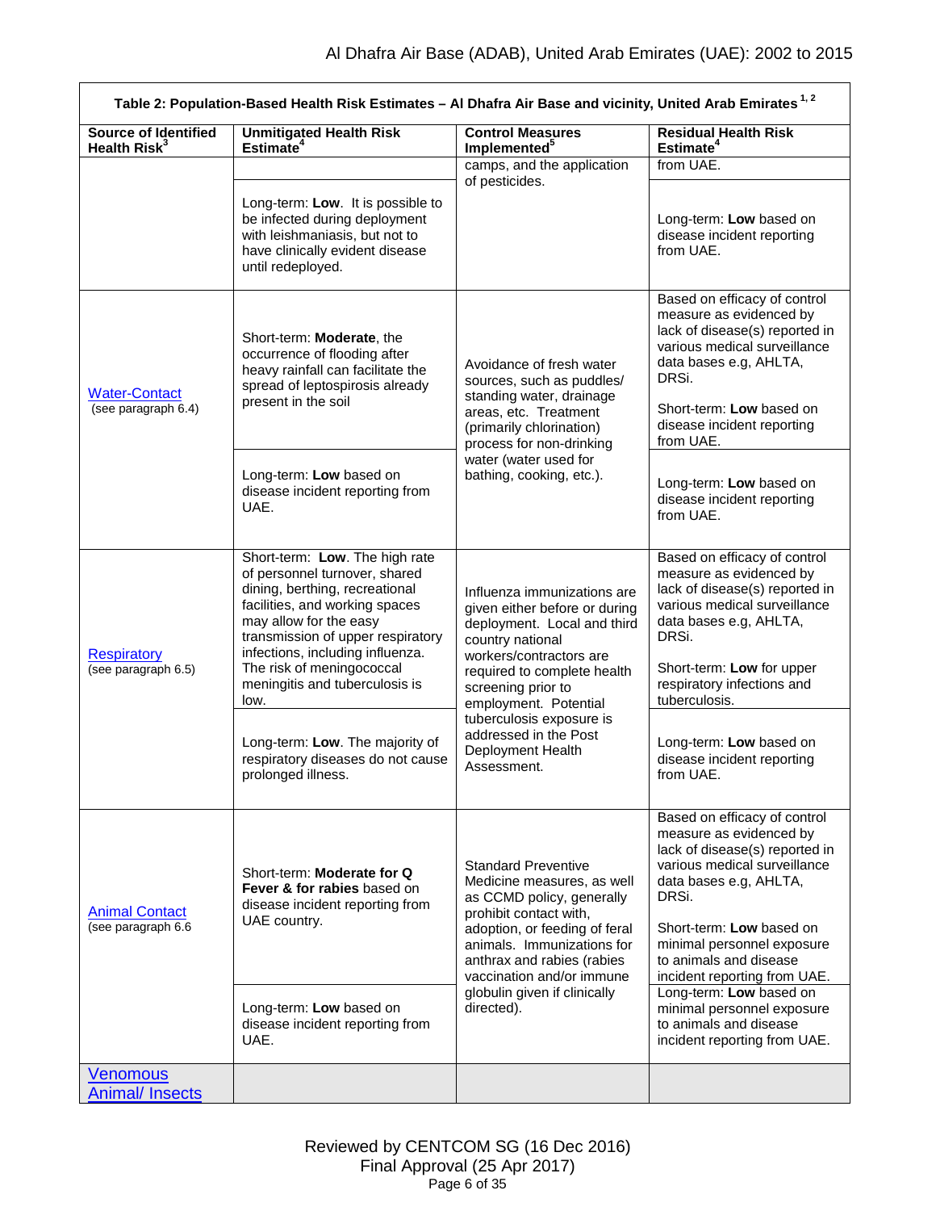| Table 2: Population-Based Health Risk Estimates – Al Dhafra Air Base and vicinity, United Arab Emirates [1, 2] | | | |
|---|---|---|---|
| **Source of Identified Health Risk[3]** | **Unmitigated Health Risk Estimate[4]** | **Control Measures Implemented[5]** | **Residual Health Risk Estimate[4]** |
| | | camps, and the application of pesticides. | from UAE. |
| | Long-term: **Low**. It is possible to be infected during deployment with leishmaniasis, but not to have clinically evident disease until redeployed. | | Long-term: **Low** based on disease incident reporting from UAE. |
| Water-Contact (see paragraph 6.4) | Short-term: **Moderate**, the occurrence of flooding after heavy rainfall can facilitate the spread of leptospirosis already present in the soil | Avoidance of fresh water sources, such as puddles/ standing water, drainage areas, etc. Treatment (primarily chlorination) process for non-drinking water (water used for bathing, cooking, etc.). | Based on efficacy of control measure as evidenced by lack of disease(s) reported in various medical surveillance data bases e.g, AHLTA, DRSi. Short-term: **Low** based on disease incident reporting from UAE. |
| | Long-term: **Low** based on disease incident reporting from UAE. | | Long-term: **Low** based on disease incident reporting from UAE. |
| Respiratory (see paragraph 6.5) | Short-term: **Low**. The high rate of personnel turnover, shared dining, berthing, recreational facilities, and working spaces may allow for the easy transmission of upper respiratory infections, including influenza. The risk of meningococcal meningitis and tuberculosis is low. | Influenza immunizations are given either before or during deployment. Local and third country national workers/contractors are required to complete health screening prior to employment. Potential tuberculosis exposure is addressed in the Post Deployment Health Assessment. | Based on efficacy of control measure as evidenced by lack of disease(s) reported in various medical surveillance data bases e.g, AHLTA, DRSi. Short-term: **Low** for upper respiratory infections and tuberculosis. |
| | Long-term: **Low**. The majority of respiratory diseases do not cause prolonged illness. | | Long-term: **Low** based on disease incident reporting from UAE. |
| Animal Contact (see paragraph 6.6 | Short-term: **Moderate for Q Fever & for rabies** based on disease incident reporting from UAE country. | Standard Preventive Medicine measures, as well as CCMD policy, generally prohibit contact with, adoption, or feeding of feral animals. Immunizations for anthrax and rabies (rabies vaccination and/or immune globulin given if clinically directed). | Based on efficacy of control measure as evidenced by lack of disease(s) reported in various medical surveillance data bases e.g, AHLTA, DRSi. Short-term: **Low** based on minimal personnel exposure to animals and disease incident reporting from UAE. |
| | Long-term: **Low** based on disease incident reporting from UAE. | | Long-term: **Low** based on minimal personnel exposure to animals and disease incident reporting from UAE. |
| Venomous Animal/ Insects | | | |

Reviewed by CENTCOM SG (16 Dec 2016)
Final Approval (25 Apr 2017)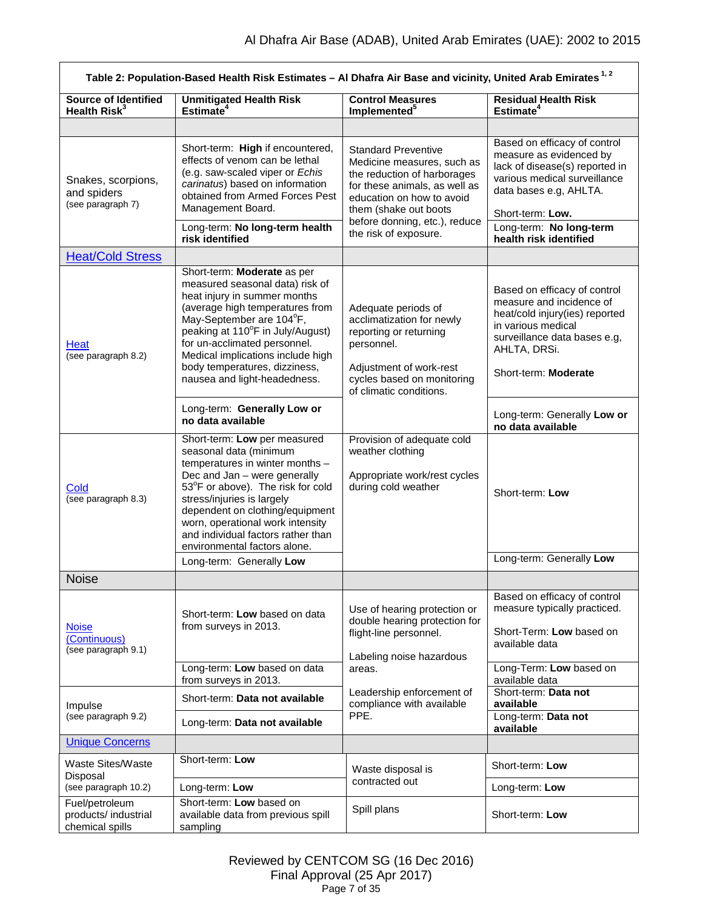| Table 2: Population-Based Health Risk Estimates – Al Dhafra Air Base and vicinity, United Arab Emirates [1, 2] | | | |
|---|---|---|---|
| **Source of Identified Health Risk[3]** | **Unmitigated Health Risk Estimate[4]** | **Control Measures Implemented[5]** | **Residual Health Risk Estimate[4]** |
| | | | |
| Snakes, scorpions, and spiders (see paragraph 7) | Short-term: **High** if encountered, effects of venom can be lethal (e.g. saw-scaled viper or *Echis carinatus*) based on information obtained from Armed Forces Pest Management Board. | Standard Preventive Medicine measures, such as the reduction of harborages for these animals, as well as education on how to avoid them (shake out boots before donning, etc.), reduce the risk of exposure. | Based on efficacy of control measure as evidenced by lack of disease(s) reported in various medical surveillance data bases e.g, AHLTA. Short-term: **Low.** |
| | Long-term: **No long-term health risk identified** | | Long-term: **No long-term health risk identified** |
| Heat/Cold Stress | | | |
| Heat (see paragraph 8.2) | Short-term: **Moderate** as per measured seasonal data) risk of heat injury in summer months (average high temperatures from May-September are 104°F, peaking at 110°F in July/August) for un-acclimated personnel. Medical implications include high body temperatures, dizziness, nausea and light-headedness. | Adequate periods of acclimatization for newly reporting or returning personnel. Adjustment of work-rest cycles based on monitoring of climatic conditions. | Based on efficacy of control measure and incidence of heat/cold injury(ies) reported in various medical surveillance data bases e.g, AHLTA, DRSi. Short-term: **Moderate** |
| | Long-term: **Generally Low or no data available** | | Long-term: Generally **Low or no data available** |
| Cold (see paragraph 8.3) | Short-term: **Low** per measured seasonal data (minimum temperatures in winter months – Dec and Jan – were generally 53°F or above). The risk for cold stress/injuries is largely dependent on clothing/equipment worn, operational work intensity and individual factors rather than environmental factors alone. | Provision of adequate cold weather clothing Appropriate work/rest cycles during cold weather | Short-term: **Low** |
| | Long-term: Generally **Low** | | Long-term: Generally **Low** |
| Noise | | | |
| Noise (Continuous) (see paragraph 9.1) | Short-term: **Low** based on data from surveys in 2013. | Use of hearing protection or double hearing protection for flight-line personnel. Labeling noise hazardous areas. Leadership enforcement of compliance with available PPE. | Based on efficacy of control measure typically practiced. Short-Term: **Low** based on available data |
| | Long-term: **Low** based on data from surveys in 2013. | | Long-Term: **Low** based on available data |
| Impulse (see paragraph 9.2) | Short-term: **Data not available** | | Short-term: **Data not available** |
| | Long-term: **Data not available** | | Long-term: **Data not available** |
| Unique Concerns | | | |
| Waste Sites/Waste Disposal (see paragraph 10.2) | Short-term: **Low** | Waste disposal is contracted out | Short-term: **Low** |
| | Long-term: **Low** | | Long-term: **Low** |
| Fuel/petroleum products/ industrial chemical spills | Short-term: **Low** based on available data from previous spill sampling | Spill plans | Short-term: **Low** |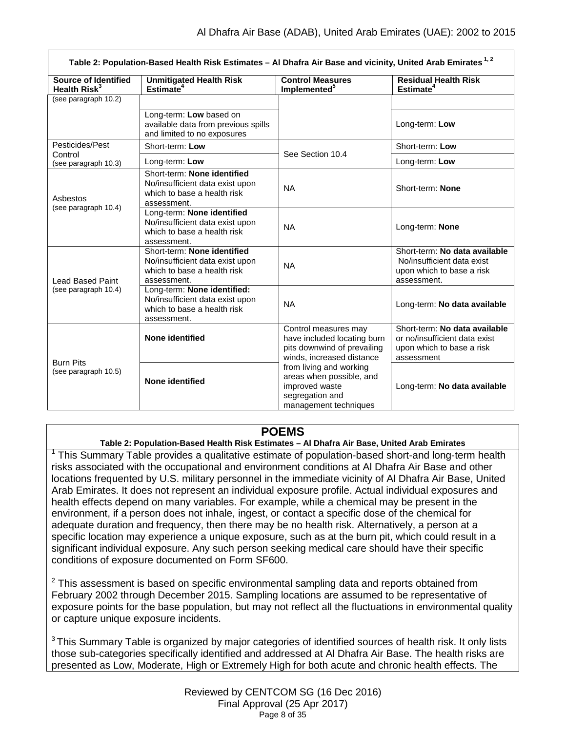| Table 2: Population-Based Health Risk Estimates – Al Dhafra Air Base and vicinity, United Arab Emirates [1, 2] | | | |
|---|---|---|---|
| **Source of Identified Health Risk[3]** | **Unmitigated Health Risk Estimate[4]** | **Control Measures Implemented[5]** | **Residual Health Risk Estimate[4]** |
| (see paragraph 10.2) | | | |
| | Long-term: **Low** based on available data from previous spills and limited to no exposures | | Long-term: **Low** |
| Pesticides/Pest Control (see paragraph 10.3) | Short-term: **Low** | See Section 10.4 | Short-term: **Low** |
| | Long-term: **Low** | | Long-term: **Low** |
| Asbestos (see paragraph 10.4) | Short-term: **None identified** No/insufficient data exist upon which to base a health risk assessment. | NA | Short-term: **None** |
| | Long-term: **None identified** No/insufficient data exist upon which to base a health risk assessment. | NA | Long-term: **None** |
| Lead Based Paint (see paragraph 10.4) | Short-term: **None identified** No/insufficient data exist upon which to base a health risk assessment. | NA | Short-term: **No data available** No/insufficient data exist upon which to base a risk assessment. |
| | Long-term: **None identified:** No/insufficient data exist upon which to base a health risk assessment. | NA | Long-term: **No data available** |
| Burn Pits (see paragraph 10.5) | **None identified** | Control measures may have included locating burn pits downwind of prevailing winds, increased distance from living and working areas when possible, and improved waste segregation and management techniques | Short-term: **No data available** or no/insufficient data exist upon which to base a risk assessment |
| | **None identified** | | Long-term: **No data available** |

## POEMS

**Table 2: Population-Based Health Risk Estimates – Al Dhafra Air Base, United Arab Emirates**

[1] This Summary Table provides a qualitative estimate of population-based short-and long-term health risks associated with the occupational and environment conditions at Al Dhafra Air Base and other locations frequented by U.S. military personnel in the immediate vicinity of Al Dhafra Air Base, United Arab Emirates. It does not represent an individual exposure profile. Actual individual exposures and health effects depend on many variables. For example, while a chemical may be present in the environment, if a person does not inhale, ingest, or contact a specific dose of the chemical for adequate duration and frequency, then there may be no health risk. Alternatively, a person at a specific location may experience a unique exposure, such as at the burn pit, which could result in a significant individual exposure. Any such person seeking medical care should have their specific conditions of exposure documented on Form SF600.

[2] This assessment is based on specific environmental sampling data and reports obtained from February 2002 through December 2015. Sampling locations are assumed to be representative of exposure points for the base population, but may not reflect all the fluctuations in environmental quality or capture unique exposure incidents.

[3] This Summary Table is organized by major categories of identified sources of health risk. It only lists those sub-categories specifically identified and addressed at Al Dhafra Air Base. The health risks are presented as Low, Moderate, High or Extremely High for both acute and chronic health effects. The

Reviewed by CENTCOM SG (16 Dec 2016)
Final Approval (25 Apr 2017)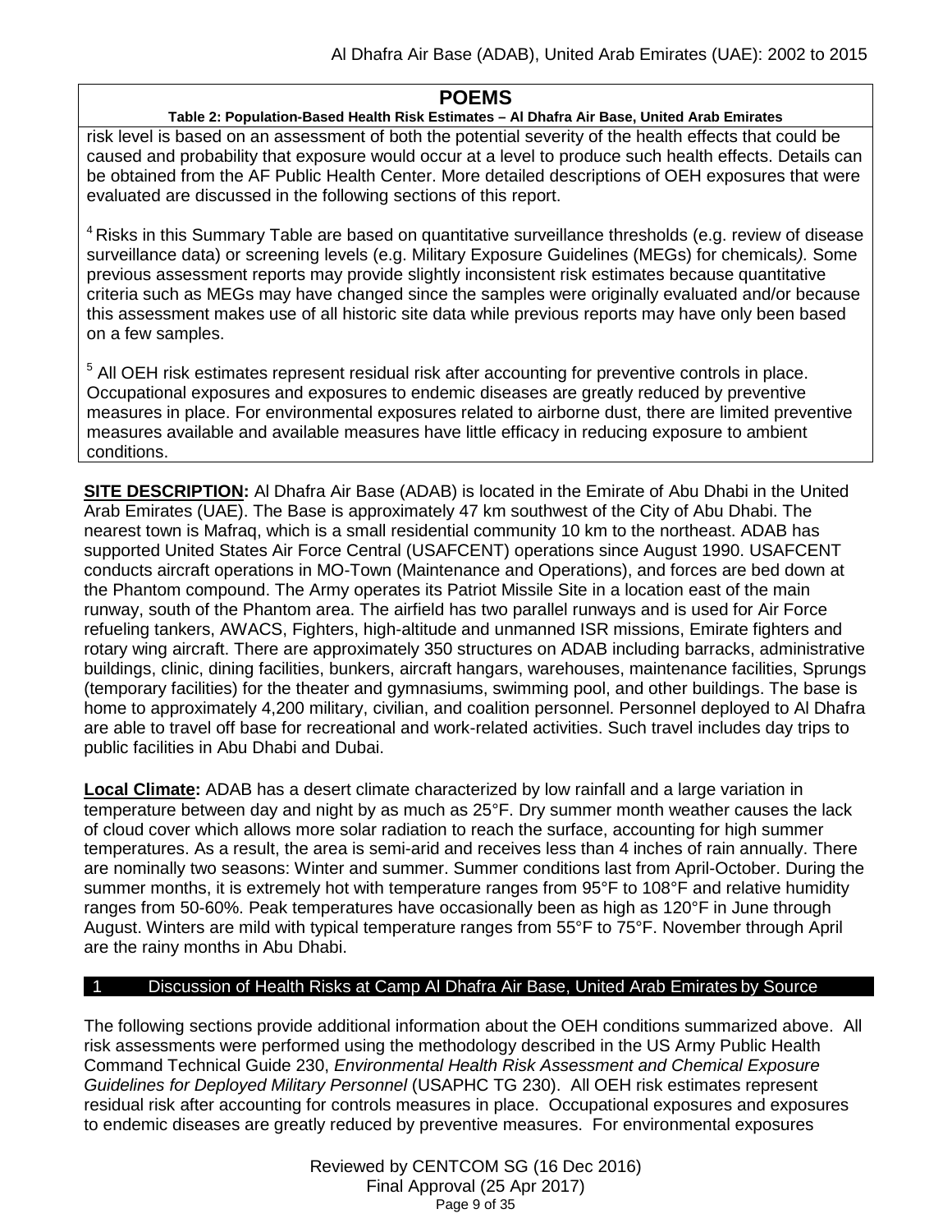**POEMS**

**Table 2: Population-Based Health Risk Estimates – Al Dhafra Air Base, United Arab Emirates**

risk level is based on an assessment of both the potential severity of the health effects that could be caused and probability that exposure would occur at a level to produce such health effects. Details can be obtained from the AF Public Health Center. More detailed descriptions of OEH exposures that were evaluated are discussed in the following sections of this report.

[4] Risks in this Summary Table are based on quantitative surveillance thresholds (e.g. review of disease surveillance data) or screening levels (e.g. Military Exposure Guidelines (MEGs) for chemicals*).* Some previous assessment reports may provide slightly inconsistent risk estimates because quantitative criteria such as MEGs may have changed since the samples were originally evaluated and/or because this assessment makes use of all historic site data while previous reports may have only been based on a few samples.

[5] All OEH risk estimates represent residual risk after accounting for preventive controls in place. Occupational exposures and exposures to endemic diseases are greatly reduced by preventive measures in place. For environmental exposures related to airborne dust, there are limited preventive measures available and available measures have little efficacy in reducing exposure to ambient conditions.

**SITE DESCRIPTION:** Al Dhafra Air Base (ADAB) is located in the Emirate of Abu Dhabi in the United Arab Emirates (UAE). The Base is approximately 47 km southwest of the City of Abu Dhabi. The nearest town is Mafraq, which is a small residential community 10 km to the northeast. ADAB has supported United States Air Force Central (USAFCENT) operations since August 1990. USAFCENT conducts aircraft operations in MO-Town (Maintenance and Operations), and forces are bed down at the Phantom compound. The Army operates its Patriot Missile Site in a location east of the main runway, south of the Phantom area. The airfield has two parallel runways and is used for Air Force refueling tankers, AWACS, Fighters, high-altitude and unmanned ISR missions, Emirate fighters and rotary wing aircraft. There are approximately 350 structures on ADAB including barracks, administrative buildings, clinic, dining facilities, bunkers, aircraft hangars, warehouses, maintenance facilities, Sprungs (temporary facilities) for the theater and gymnasiums, swimming pool, and other buildings. The base is home to approximately 4,200 military, civilian, and coalition personnel. Personnel deployed to Al Dhafra are able to travel off base for recreational and work-related activities. Such travel includes day trips to public facilities in Abu Dhabi and Dubai.

**Local Climate:** ADAB has a desert climate characterized by low rainfall and a large variation in temperature between day and night by as much as 25°F. Dry summer month weather causes the lack of cloud cover which allows more solar radiation to reach the surface, accounting for high summer temperatures. As a result, the area is semi-arid and receives less than 4 inches of rain annually. There are nominally two seasons: Winter and summer. Summer conditions last from April-October. During the summer months, it is extremely hot with temperature ranges from 95°F to 108°F and relative humidity ranges from 50-60%. Peak temperatures have occasionally been as high as 120°F in June through August. Winters are mild with typical temperature ranges from 55°F to 75°F. November through April are the rainy months in Abu Dhabi.

## 1 Discussion of Health Risks at Camp Al Dhafra Air Base, United Arab Emirates by Source

The following sections provide additional information about the OEH conditions summarized above. All risk assessments were performed using the methodology described in the US Army Public Health Command Technical Guide 230, *Environmental Health Risk Assessment and Chemical Exposure Guidelines for Deployed Military Personnel* (USAPHC TG 230). All OEH risk estimates represent residual risk after accounting for controls measures in place. Occupational exposures and exposures to endemic diseases are greatly reduced by preventive measures. For environmental exposures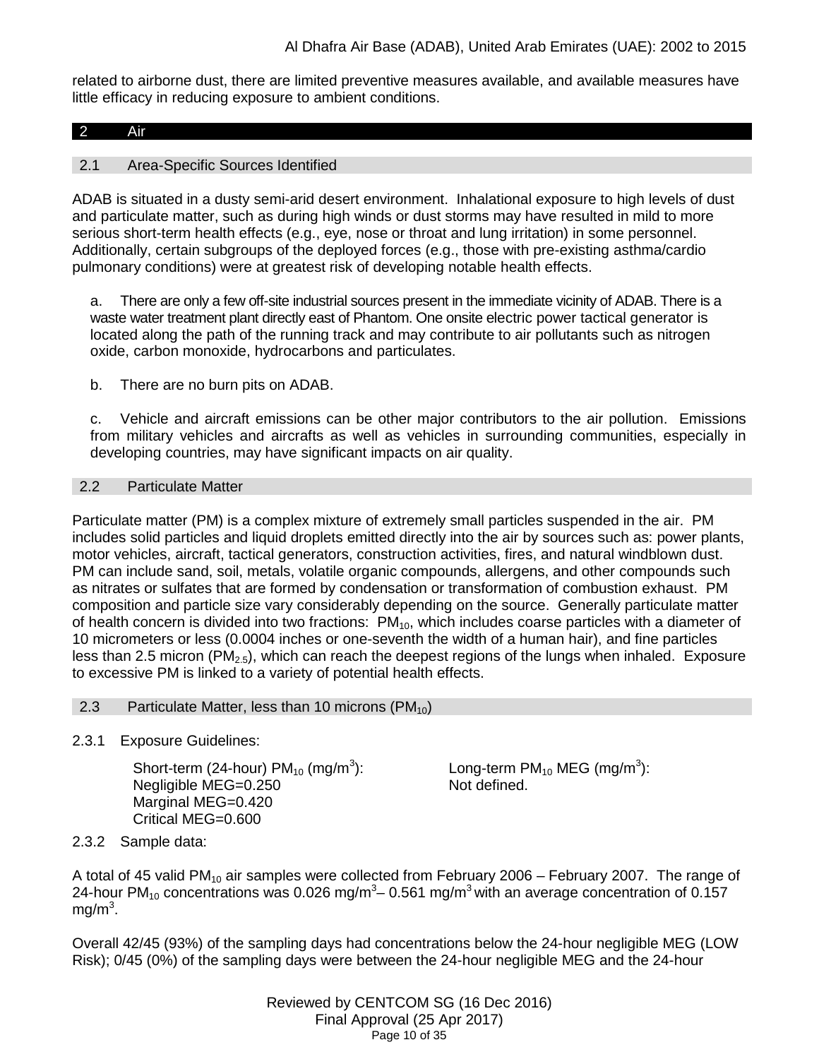related to airborne dust, there are limited preventive measures available, and available measures have little efficacy in reducing exposure to ambient conditions.

# 2 Air

## 2.1 Area-Specific Sources Identified

ADAB is situated in a dusty semi-arid desert environment. Inhalational exposure to high levels of dust and particulate matter, such as during high winds or dust storms may have resulted in mild to more serious short-term health effects (e.g., eye, nose or throat and lung irritation) in some personnel. Additionally, certain subgroups of the deployed forces (e.g., those with pre-existing asthma/cardio pulmonary conditions) were at greatest risk of developing notable health effects.

a. There are only a few off-site industrial sources present in the immediate vicinity of ADAB. There is a waste water treatment plant directly east of Phantom. One onsite electric power tactical generator is located along the path of the running track and may contribute to air pollutants such as nitrogen oxide, carbon monoxide, hydrocarbons and particulates.

b. There are no burn pits on ADAB.

c. Vehicle and aircraft emissions can be other major contributors to the air pollution. Emissions from military vehicles and aircrafts as well as vehicles in surrounding communities, especially in developing countries, may have significant impacts on air quality.

## 2.2 Particulate Matter

Particulate matter (PM) is a complex mixture of extremely small particles suspended in the air. PM includes solid particles and liquid droplets emitted directly into the air by sources such as: power plants, motor vehicles, aircraft, tactical generators, construction activities, fires, and natural windblown dust. PM can include sand, soil, metals, volatile organic compounds, allergens, and other compounds such as nitrates or sulfates that are formed by condensation or transformation of combustion exhaust. PM composition and particle size vary considerably depending on the source. Generally particulate matter of health concern is divided into two fractions: $PM_{10}$, which includes coarse particles with a diameter of 10 micrometers or less (0.0004 inches or one-seventh the width of a human hair), and fine particles less than 2.5 micron ($PM_{2.5}$), which can reach the deepest regions of the lungs when inhaled. Exposure to excessive PM is linked to a variety of potential health effects.

## 2.3 Particulate Matter, less than 10 microns ($PM_{10}$)

### 2.3.1 Exposure Guidelines:

Short-term (24-hour) $PM_{10}$ (mg/m$^3$):
Negligible MEG=0.250
Marginal MEG=0.420
Critical MEG=0.600

Long-term $PM_{10}$ MEG (mg/m$^3$):
Not defined.

### 2.3.2 Sample data:

A total of 45 valid $PM_{10}$ air samples were collected from February 2006 – February 2007. The range of 24-hour $PM_{10}$ concentrations was 0.026 mg/m$^3$– 0.561 mg/m$^3$ with an average concentration of 0.157 mg/m$^3$.

Overall 42/45 (93%) of the sampling days had concentrations below the 24-hour negligible MEG (LOW Risk); 0/45 (0%) of the sampling days were between the 24-hour negligible MEG and the 24-hour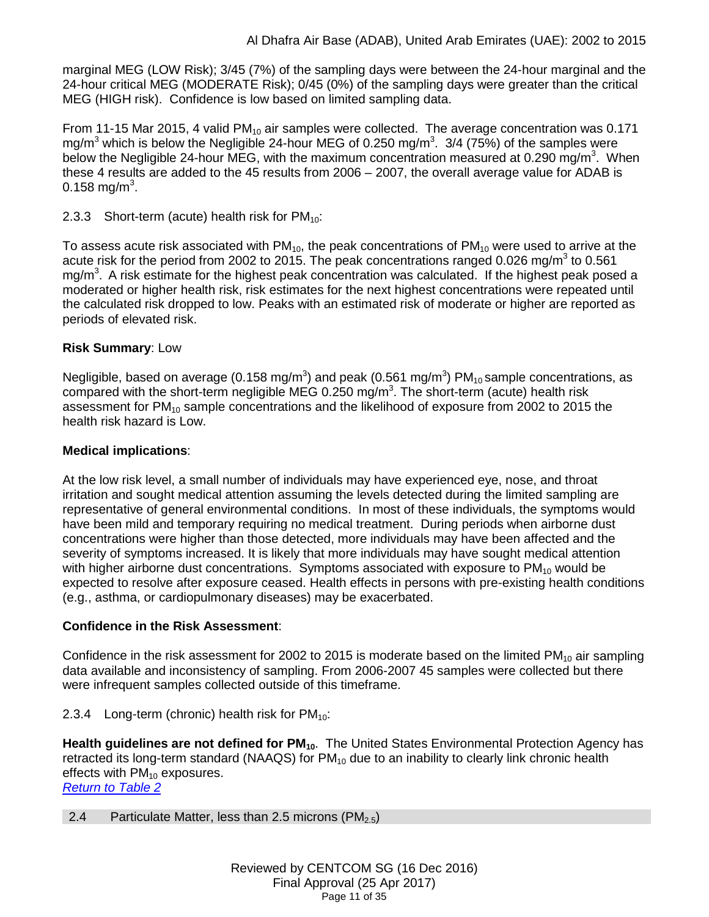marginal MEG (LOW Risk); 3/45 (7%) of the sampling days were between the 24-hour marginal and the 24-hour critical MEG (MODERATE Risk); 0/45 (0%) of the sampling days were greater than the critical MEG (HIGH risk). Confidence is low based on limited sampling data.

From 11-15 Mar 2015, 4 valid $PM_{10}$ air samples were collected. The average concentration was 0.171 $mg/m^3$ which is below the Negligible 24-hour MEG of 0.250 $mg/m^3$. 3/4 (75%) of the samples were below the Negligible 24-hour MEG, with the maximum concentration measured at 0.290 $mg/m^3$. When these 4 results are added to the 45 results from 2006 – 2007, the overall average value for ADAB is 0.158 $mg/m^3$.

2.3.3 Short-term (acute) health risk for $PM_{10}$:

To assess acute risk associated with $PM_{10}$, the peak concentrations of $PM_{10}$ were used to arrive at the acute risk for the period from 2002 to 2015. The peak concentrations ranged 0.026 $mg/m^3$ to 0.561 $mg/m^3$. A risk estimate for the highest peak concentration was calculated. If the highest peak posed a moderated or higher health risk, risk estimates for the next highest concentrations were repeated until the calculated risk dropped to low. Peaks with an estimated risk of moderate or higher are reported as periods of elevated risk.

**Risk Summary**: Low

Negligible, based on average (0.158 $mg/m^3$) and peak (0.561 $mg/m^3$) $PM_{10}$ sample concentrations, as compared with the short-term negligible MEG 0.250 $mg/m^3$. The short-term (acute) health risk assessment for $PM_{10}$ sample concentrations and the likelihood of exposure from 2002 to 2015 the health risk hazard is Low.

**Medical implications**:

At the low risk level, a small number of individuals may have experienced eye, nose, and throat irritation and sought medical attention assuming the levels detected during the limited sampling are representative of general environmental conditions. In most of these individuals, the symptoms would have been mild and temporary requiring no medical treatment. During periods when airborne dust concentrations were higher than those detected, more individuals may have been affected and the severity of symptoms increased. It is likely that more individuals may have sought medical attention with higher airborne dust concentrations. Symptoms associated with exposure to $PM_{10}$ would be expected to resolve after exposure ceased. Health effects in persons with pre-existing health conditions (e.g., asthma, or cardiopulmonary diseases) may be exacerbated.

**Confidence in the Risk Assessment**:

Confidence in the risk assessment for 2002 to 2015 is moderate based on the limited $PM_{10}$ air sampling data available and inconsistency of sampling. From 2006-2007 45 samples were collected but there were infrequent samples collected outside of this timeframe.

2.3.4 Long-term (chronic) health risk for $PM_{10}$:

**Health guidelines are not defined for $PM_{10}$.** The United States Environmental Protection Agency has retracted its long-term standard (NAAQS) for $PM_{10}$ due to an inability to clearly link chronic health effects with $PM_{10}$ exposures.
*Return to Table 2*

## 2.4 Particulate Matter, less than 2.5 microns ($PM_{2.5}$)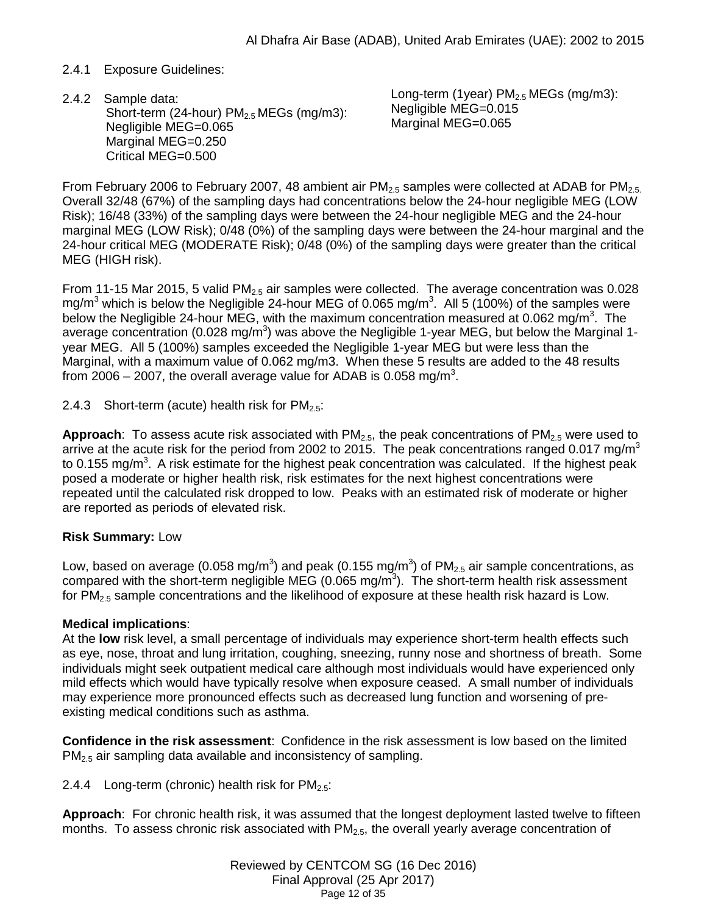2.4.1 Exposure Guidelines:

2.4.2 Sample data:

Short-term (24-hour) $PM_{2.5}$ MEGs (mg/m3):
Negligible MEG=0.065
Marginal MEG=0.250
Critical MEG=0.500

Long-term (1year) $PM_{2.5}$ MEGs (mg/m3):
Negligible MEG=0.015
Marginal MEG=0.065

From February 2006 to February 2007, 48 ambient air $PM_{2.5}$ samples were collected at ADAB for $PM_{2.5}$. Overall 32/48 (67%) of the sampling days had concentrations below the 24-hour negligible MEG (LOW Risk); 16/48 (33%) of the sampling days were between the 24-hour negligible MEG and the 24-hour marginal MEG (LOW Risk); 0/48 (0%) of the sampling days were between the 24-hour marginal and the 24-hour critical MEG (MODERATE Risk); 0/48 (0%) of the sampling days were greater than the critical MEG (HIGH risk).

From 11-15 Mar 2015, 5 valid $PM_{2.5}$ air samples were collected. The average concentration was 0.028 mg/m$^3$ which is below the Negligible 24-hour MEG of 0.065 mg/m$^3$. All 5 (100%) of the samples were below the Negligible 24-hour MEG, with the maximum concentration measured at 0.062 mg/m$^3$. The average concentration (0.028 mg/m$^3$) was above the Negligible 1-year MEG, but below the Marginal 1-year MEG. All 5 (100%) samples exceeded the Negligible 1-year MEG but were less than the Marginal, with a maximum value of 0.062 mg/m3. When these 5 results are added to the 48 results from 2006 – 2007, the overall average value for ADAB is 0.058 mg/m$^3$.

2.4.3 Short-term (acute) health risk for $PM_{2.5}$:

**Approach**: To assess acute risk associated with $PM_{2.5}$, the peak concentrations of $PM_{2.5}$ were used to arrive at the acute risk for the period from 2002 to 2015. The peak concentrations ranged 0.017 mg/m$^3$ to 0.155 mg/m$^3$. A risk estimate for the highest peak concentration was calculated. If the highest peak posed a moderate or higher health risk, risk estimates for the next highest concentrations were repeated until the calculated risk dropped to low. Peaks with an estimated risk of moderate or higher are reported as periods of elevated risk.

**Risk Summary:** Low

Low, based on average (0.058 mg/m$^3$) and peak (0.155 mg/m$^3$) of $PM_{2.5}$ air sample concentrations, as compared with the short-term negligible MEG (0.065 mg/m$^3$). The short-term health risk assessment for $PM_{2.5}$ sample concentrations and the likelihood of exposure at these health risk hazard is Low.

**Medical implications**:
At the **low** risk level, a small percentage of individuals may experience short-term health effects such as eye, nose, throat and lung irritation, coughing, sneezing, runny nose and shortness of breath. Some individuals might seek outpatient medical care although most individuals would have experienced only mild effects which would have typically resolve when exposure ceased. A small number of individuals may experience more pronounced effects such as decreased lung function and worsening of pre-existing medical conditions such as asthma.

**Confidence in the risk assessment**: Confidence in the risk assessment is low based on the limited $PM_{2.5}$ air sampling data available and inconsistency of sampling.

2.4.4 Long-term (chronic) health risk for $PM_{2.5}$:

**Approach**: For chronic health risk, it was assumed that the longest deployment lasted twelve to fifteen months. To assess chronic risk associated with $PM_{2.5}$, the overall yearly average concentration of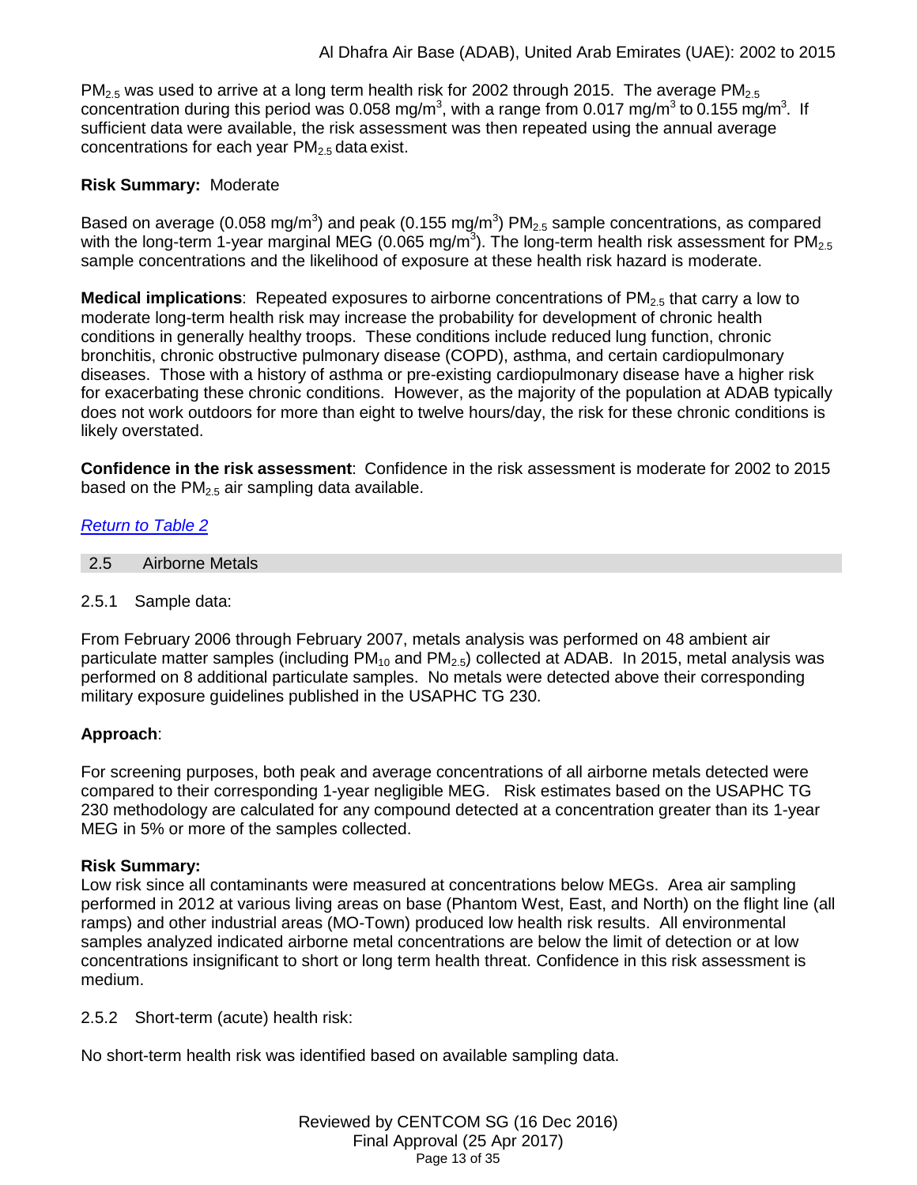$PM_{2.5}$ was used to arrive at a long term health risk for 2002 through 2015. The average $PM_{2.5}$ concentration during this period was 0.058 mg/m$^3$, with a range from 0.017 mg/m$^3$ to 0.155 mg/m$^3$. If sufficient data were available, the risk assessment was then repeated using the annual average concentrations for each year $PM_{2.5}$ data exist.

**Risk Summary:** Moderate

Based on average (0.058 mg/m$^3$) and peak (0.155 mg/m$^3$) $PM_{2.5}$ sample concentrations, as compared with the long-term 1-year marginal MEG (0.065 mg/m$^3$). The long-term health risk assessment for $PM_{2.5}$ sample concentrations and the likelihood of exposure at these health risk hazard is moderate.

**Medical implications**: Repeated exposures to airborne concentrations of $PM_{2.5}$ that carry a low to moderate long-term health risk may increase the probability for development of chronic health conditions in generally healthy troops. These conditions include reduced lung function, chronic bronchitis, chronic obstructive pulmonary disease (COPD), asthma, and certain cardiopulmonary diseases. Those with a history of asthma or pre-existing cardiopulmonary disease have a higher risk for exacerbating these chronic conditions. However, as the majority of the population at ADAB typically does not work outdoors for more than eight to twelve hours/day, the risk for these chronic conditions is likely overstated.

**Confidence in the risk assessment**: Confidence in the risk assessment is moderate for 2002 to 2015 based on the $PM_{2.5}$ air sampling data available.

*Return to Table 2*

## 2.5 Airborne Metals

### 2.5.1 Sample data:

From February 2006 through February 2007, metals analysis was performed on 48 ambient air particulate matter samples (including $PM_{10}$ and $PM_{2.5}$) collected at ADAB. In 2015, metal analysis was performed on 8 additional particulate samples. No metals were detected above their corresponding military exposure guidelines published in the USAPHC TG 230.

**Approach**:

For screening purposes, both peak and average concentrations of all airborne metals detected were compared to their corresponding 1-year negligible MEG. Risk estimates based on the USAPHC TG 230 methodology are calculated for any compound detected at a concentration greater than its 1-year MEG in 5% or more of the samples collected.

**Risk Summary:**
Low risk since all contaminants were measured at concentrations below MEGs. Area air sampling performed in 2012 at various living areas on base (Phantom West, East, and North) on the flight line (all ramps) and other industrial areas (MO-Town) produced low health risk results. All environmental samples analyzed indicated airborne metal concentrations are below the limit of detection or at low concentrations insignificant to short or long term health threat. Confidence in this risk assessment is medium.

### 2.5.2 Short-term (acute) health risk:

No short-term health risk was identified based on available sampling data.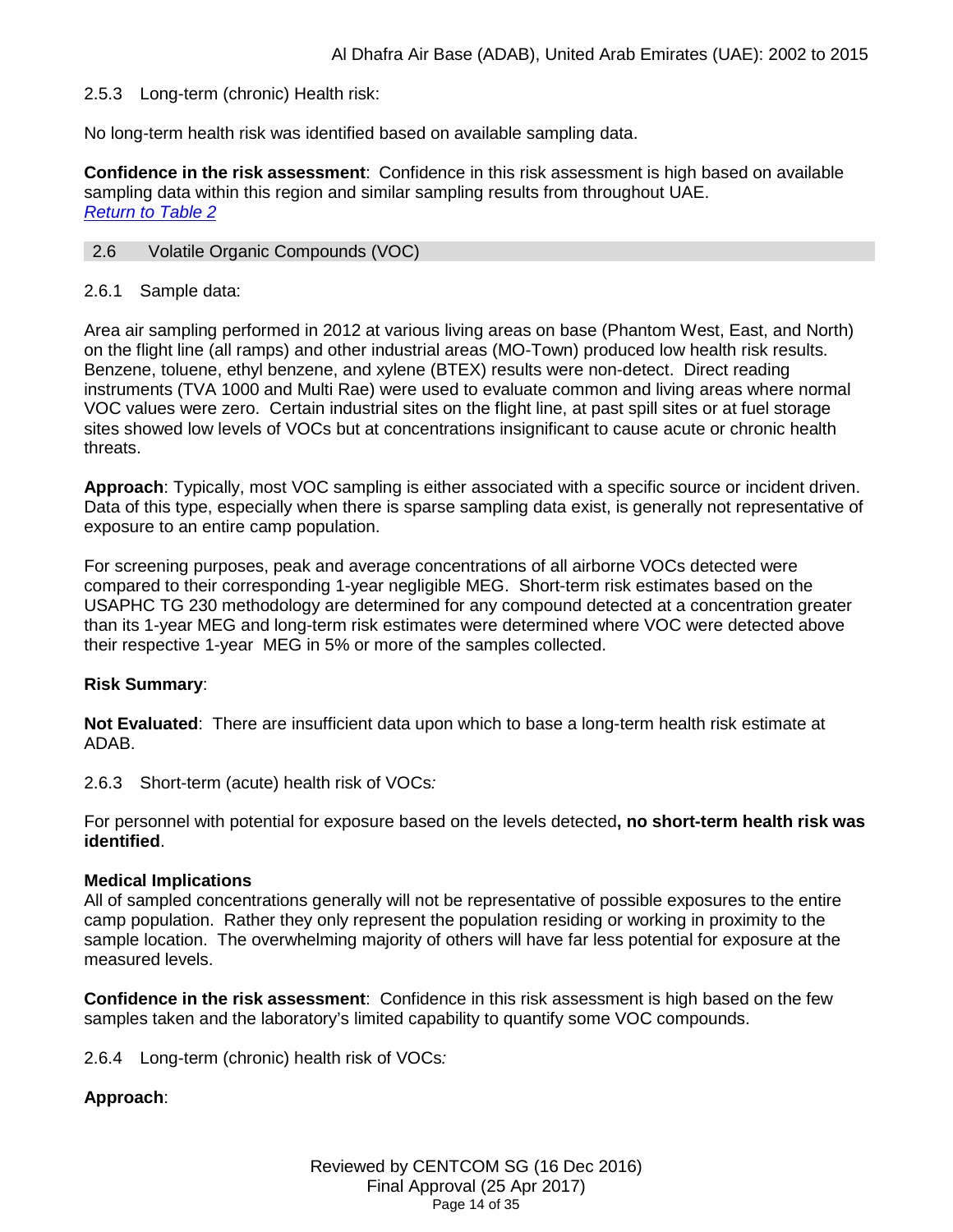#### 2.5.3 Long-term (chronic) Health risk:

No long-term health risk was identified based on available sampling data.

**Confidence in the risk assessment**: Confidence in this risk assessment is high based on available sampling data within this region and similar sampling results from throughout UAE.
*Return to Table 2*

### 2.6 Volatile Organic Compounds (VOC)

#### 2.6.1 Sample data:

Area air sampling performed in 2012 at various living areas on base (Phantom West, East, and North) on the flight line (all ramps) and other industrial areas (MO-Town) produced low health risk results. Benzene, toluene, ethyl benzene, and xylene (BTEX) results were non-detect. Direct reading instruments (TVA 1000 and Multi Rae) were used to evaluate common and living areas where normal VOC values were zero. Certain industrial sites on the flight line, at past spill sites or at fuel storage sites showed low levels of VOCs but at concentrations insignificant to cause acute or chronic health threats.

**Approach**: Typically, most VOC sampling is either associated with a specific source or incident driven. Data of this type, especially when there is sparse sampling data exist, is generally not representative of exposure to an entire camp population.

For screening purposes, peak and average concentrations of all airborne VOCs detected were compared to their corresponding 1-year negligible MEG. Short-term risk estimates based on the USAPHC TG 230 methodology are determined for any compound detected at a concentration greater than its 1-year MEG and long-term risk estimates were determined where VOC were detected above their respective 1-year MEG in 5% or more of the samples collected.

**Risk Summary**:

**Not Evaluated**: There are insufficient data upon which to base a long-term health risk estimate at ADAB.

#### 2.6.3 Short-term (acute) health risk of VOCs*:*

For personnel with potential for exposure based on the levels detected**, no short-term health risk was identified**.

**Medical Implications**
All of sampled concentrations generally will not be representative of possible exposures to the entire camp population. Rather they only represent the population residing or working in proximity to the sample location. The overwhelming majority of others will have far less potential for exposure at the measured levels.

**Confidence in the risk assessment**: Confidence in this risk assessment is high based on the few samples taken and the laboratory's limited capability to quantify some VOC compounds.

#### 2.6.4 Long-term (chronic) health risk of VOCs*:*

**Approach**: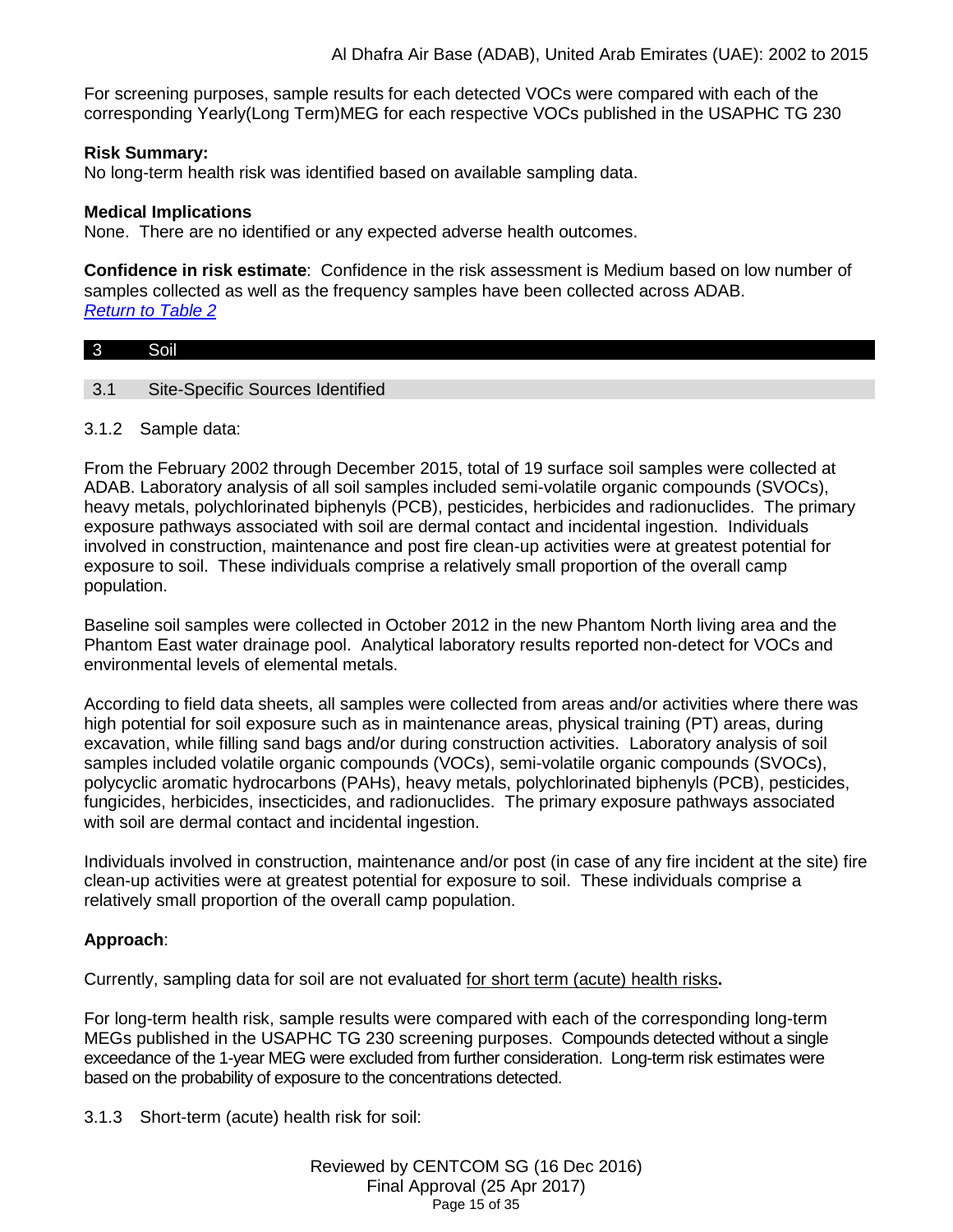For screening purposes, sample results for each detected VOCs were compared with each of the corresponding Yearly(Long Term)MEG for each respective VOCs published in the USAPHC TG 230

**Risk Summary:**
No long-term health risk was identified based on available sampling data.

**Medical Implications**
None. There are no identified or any expected adverse health outcomes.

**Confidence in risk estimate**: Confidence in the risk assessment is Medium based on low number of samples collected as well as the frequency samples have been collected across ADAB.
*Return to Table 2*

## 3 Soil

### 3.1 Site-Specific Sources Identified

3.1.2 Sample data:

From the February 2002 through December 2015, total of 19 surface soil samples were collected at ADAB. Laboratory analysis of all soil samples included semi-volatile organic compounds (SVOCs), heavy metals, polychlorinated biphenyls (PCB), pesticides, herbicides and radionuclides. The primary exposure pathways associated with soil are dermal contact and incidental ingestion. Individuals involved in construction, maintenance and post fire clean-up activities were at greatest potential for exposure to soil. These individuals comprise a relatively small proportion of the overall camp population.

Baseline soil samples were collected in October 2012 in the new Phantom North living area and the Phantom East water drainage pool. Analytical laboratory results reported non-detect for VOCs and environmental levels of elemental metals.

According to field data sheets, all samples were collected from areas and/or activities where there was high potential for soil exposure such as in maintenance areas, physical training (PT) areas, during excavation, while filling sand bags and/or during construction activities. Laboratory analysis of soil samples included volatile organic compounds (VOCs), semi-volatile organic compounds (SVOCs), polycyclic aromatic hydrocarbons (PAHs), heavy metals, polychlorinated biphenyls (PCB), pesticides, fungicides, herbicides, insecticides, and radionuclides. The primary exposure pathways associated with soil are dermal contact and incidental ingestion.

Individuals involved in construction, maintenance and/or post (in case of any fire incident at the site) fire clean-up activities were at greatest potential for exposure to soil. These individuals comprise a relatively small proportion of the overall camp population.

**Approach**:

Currently, sampling data for soil are not evaluated for short term (acute) health risks**.**

For long-term health risk, sample results were compared with each of the corresponding long-term MEGs published in the USAPHC TG 230 screening purposes. Compounds detected without a single exceedance of the 1-year MEG were excluded from further consideration. Long-term risk estimates were based on the probability of exposure to the concentrations detected.

3.1.3 Short-term (acute) health risk for soil: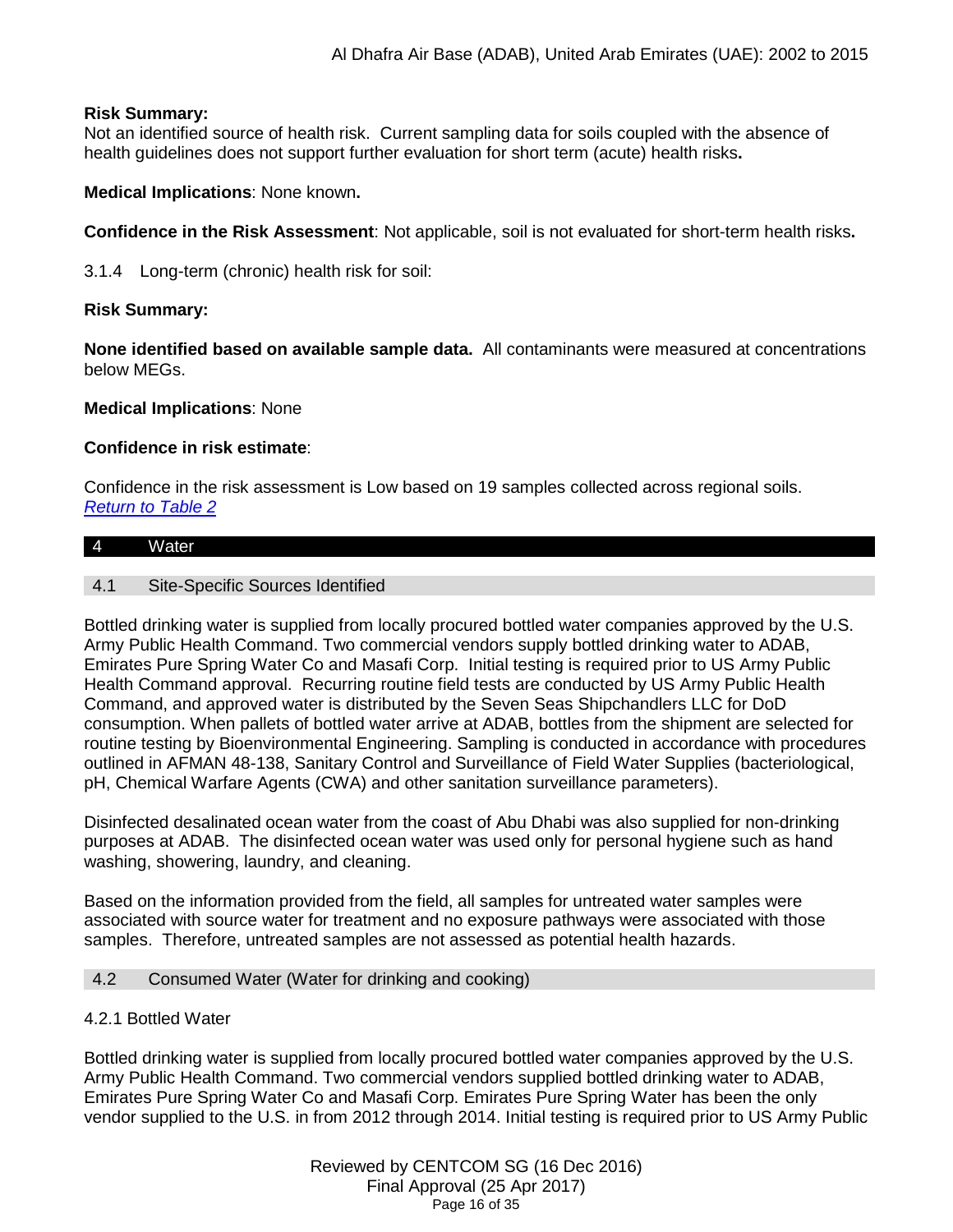**Risk Summary:**
Not an identified source of health risk. Current sampling data for soils coupled with the absence of health guidelines does not support further evaluation for short term (acute) health risks**.**

**Medical Implications**: None known**.**

**Confidence in the Risk Assessment**: Not applicable, soil is not evaluated for short-term health risks**.**

3.1.4 Long-term (chronic) health risk for soil:

**Risk Summary:**

**None identified based on available sample data.** All contaminants were measured at concentrations below MEGs.

**Medical Implications**: None

**Confidence in risk estimate**:

Confidence in the risk assessment is Low based on 19 samples collected across regional soils.
*Return to Table 2*

## 4 Water

### 4.1 Site-Specific Sources Identified

Bottled drinking water is supplied from locally procured bottled water companies approved by the U.S. Army Public Health Command. Two commercial vendors supply bottled drinking water to ADAB, Emirates Pure Spring Water Co and Masafi Corp. Initial testing is required prior to US Army Public Health Command approval. Recurring routine field tests are conducted by US Army Public Health Command, and approved water is distributed by the Seven Seas Shipchandlers LLC for DoD consumption. When pallets of bottled water arrive at ADAB, bottles from the shipment are selected for routine testing by Bioenvironmental Engineering. Sampling is conducted in accordance with procedures outlined in AFMAN 48-138, Sanitary Control and Surveillance of Field Water Supplies (bacteriological, pH, Chemical Warfare Agents (CWA) and other sanitation surveillance parameters).

Disinfected desalinated ocean water from the coast of Abu Dhabi was also supplied for non-drinking purposes at ADAB. The disinfected ocean water was used only for personal hygiene such as hand washing, showering, laundry, and cleaning.

Based on the information provided from the field, all samples for untreated water samples were associated with source water for treatment and no exposure pathways were associated with those samples. Therefore, untreated samples are not assessed as potential health hazards.

### 4.2 Consumed Water (Water for drinking and cooking)

4.2.1 Bottled Water

Bottled drinking water is supplied from locally procured bottled water companies approved by the U.S. Army Public Health Command. Two commercial vendors supplied bottled drinking water to ADAB, Emirates Pure Spring Water Co and Masafi Corp. Emirates Pure Spring Water has been the only vendor supplied to the U.S. in from 2012 through 2014. Initial testing is required prior to US Army Public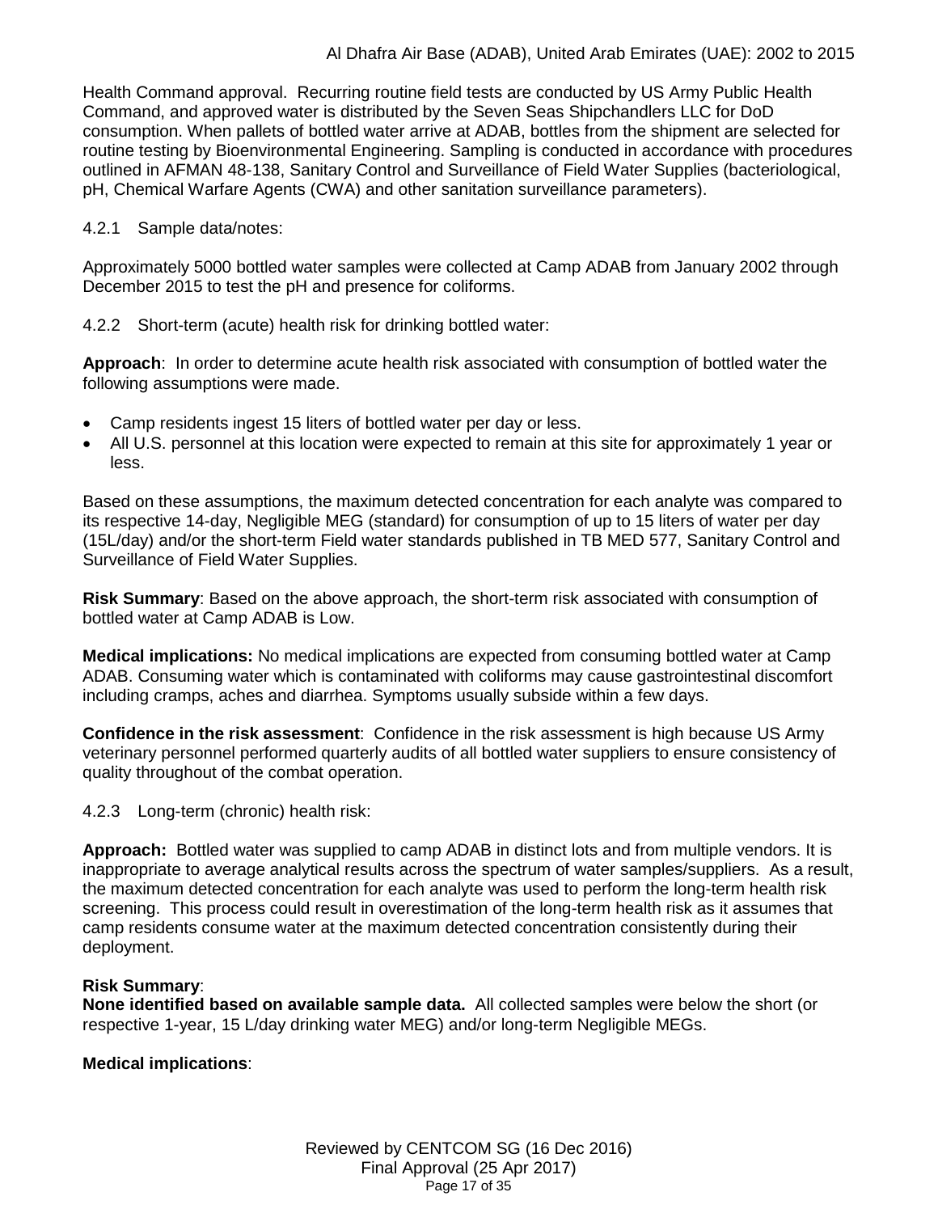Health Command approval. Recurring routine field tests are conducted by US Army Public Health Command, and approved water is distributed by the Seven Seas Shipchandlers LLC for DoD consumption. When pallets of bottled water arrive at ADAB, bottles from the shipment are selected for routine testing by Bioenvironmental Engineering. Sampling is conducted in accordance with procedures outlined in AFMAN 48-138, Sanitary Control and Surveillance of Field Water Supplies (bacteriological, pH, Chemical Warfare Agents (CWA) and other sanitation surveillance parameters).

4.2.1 Sample data/notes:

Approximately 5000 bottled water samples were collected at Camp ADAB from January 2002 through December 2015 to test the pH and presence for coliforms.

4.2.2 Short-term (acute) health risk for drinking bottled water:

**Approach**: In order to determine acute health risk associated with consumption of bottled water the following assumptions were made.

- Camp residents ingest 15 liters of bottled water per day or less.
- All U.S. personnel at this location were expected to remain at this site for approximately 1 year or less.

Based on these assumptions, the maximum detected concentration for each analyte was compared to its respective 14-day, Negligible MEG (standard) for consumption of up to 15 liters of water per day (15L/day) and/or the short-term Field water standards published in TB MED 577, Sanitary Control and Surveillance of Field Water Supplies.

**Risk Summary**: Based on the above approach, the short-term risk associated with consumption of bottled water at Camp ADAB is Low.

**Medical implications:** No medical implications are expected from consuming bottled water at Camp ADAB. Consuming water which is contaminated with coliforms may cause gastrointestinal discomfort including cramps, aches and diarrhea. Symptoms usually subside within a few days.

**Confidence in the risk assessment**: Confidence in the risk assessment is high because US Army veterinary personnel performed quarterly audits of all bottled water suppliers to ensure consistency of quality throughout of the combat operation.

4.2.3 Long-term (chronic) health risk:

**Approach:** Bottled water was supplied to camp ADAB in distinct lots and from multiple vendors. It is inappropriate to average analytical results across the spectrum of water samples/suppliers. As a result, the maximum detected concentration for each analyte was used to perform the long-term health risk screening. This process could result in overestimation of the long-term health risk as it assumes that camp residents consume water at the maximum detected concentration consistently during their deployment.

**Risk Summary**:
**None identified based on available sample data.** All collected samples were below the short (or respective 1-year, 15 L/day drinking water MEG) and/or long-term Negligible MEGs.

**Medical implications**: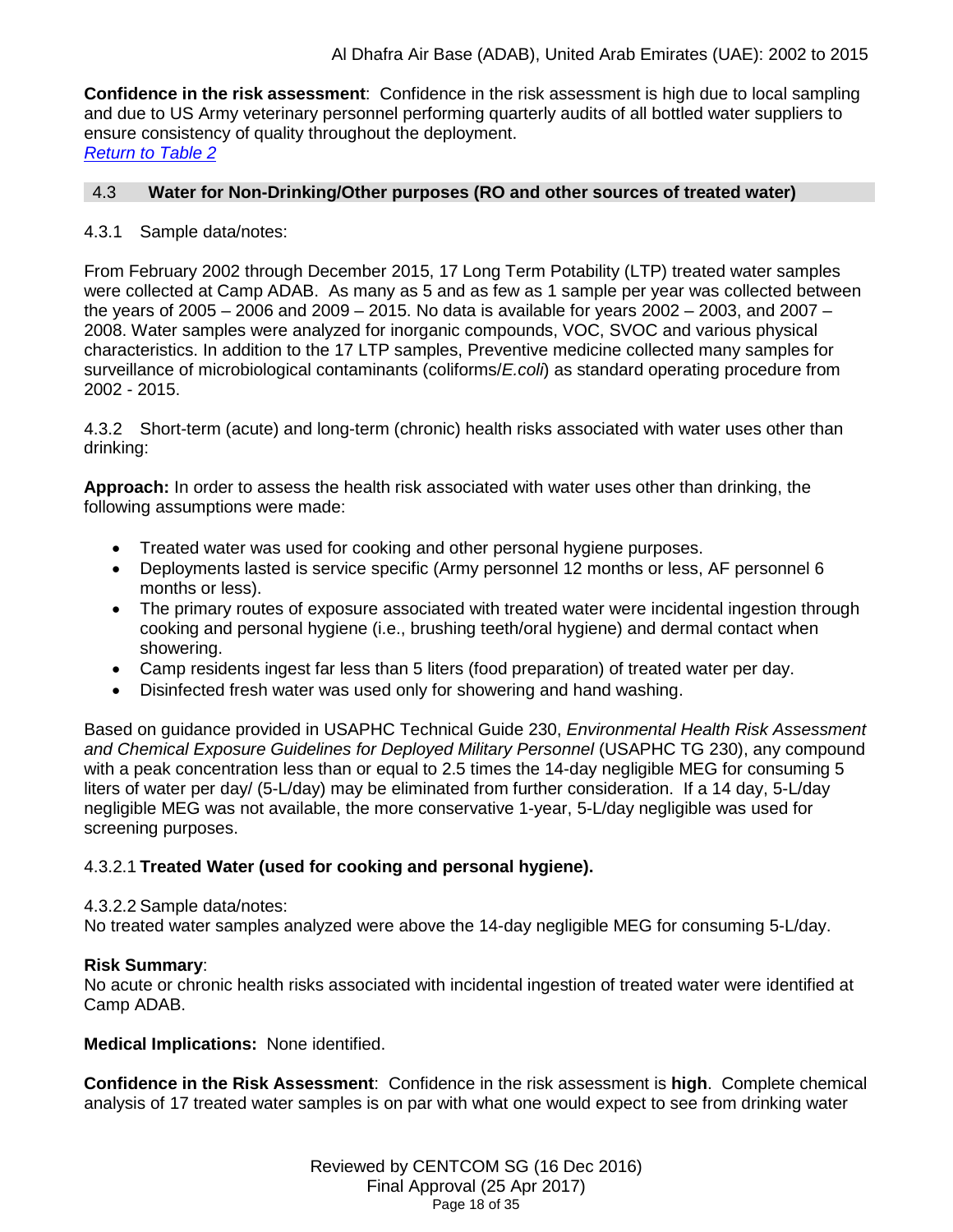**Confidence in the risk assessment**: Confidence in the risk assessment is high due to local sampling and due to US Army veterinary personnel performing quarterly audits of all bottled water suppliers to ensure consistency of quality throughout the deployment.
*Return to Table 2*

## 4.3 Water for Non-Drinking/Other purposes (RO and other sources of treated water)

4.3.1 Sample data/notes:

From February 2002 through December 2015, 17 Long Term Potability (LTP) treated water samples were collected at Camp ADAB. As many as 5 and as few as 1 sample per year was collected between the years of 2005 – 2006 and 2009 – 2015. No data is available for years 2002 – 2003, and 2007 – 2008. Water samples were analyzed for inorganic compounds, VOC, SVOC and various physical characteristics. In addition to the 17 LTP samples, Preventive medicine collected many samples for surveillance of microbiological contaminants (coliforms/*E.coli*) as standard operating procedure from 2002 - 2015.

4.3.2 Short-term (acute) and long-term (chronic) health risks associated with water uses other than drinking:

**Approach:** In order to assess the health risk associated with water uses other than drinking, the following assumptions were made:

- Treated water was used for cooking and other personal hygiene purposes.
- Deployments lasted is service specific (Army personnel 12 months or less, AF personnel 6 months or less).
- The primary routes of exposure associated with treated water were incidental ingestion through cooking and personal hygiene (i.e., brushing teeth/oral hygiene) and dermal contact when showering.
- Camp residents ingest far less than 5 liters (food preparation) of treated water per day.
- Disinfected fresh water was used only for showering and hand washing.

Based on guidance provided in USAPHC Technical Guide 230, *Environmental Health Risk Assessment and Chemical Exposure Guidelines for Deployed Military Personnel* (USAPHC TG 230), any compound with a peak concentration less than or equal to 2.5 times the 14-day negligible MEG for consuming 5 liters of water per day/ (5-L/day) may be eliminated from further consideration. If a 14 day, 5-L/day negligible MEG was not available, the more conservative 1-year, 5-L/day negligible was used for screening purposes.

4.3.2.1 **Treated Water (used for cooking and personal hygiene).**

4.3.2.2 Sample data/notes:
No treated water samples analyzed were above the 14-day negligible MEG for consuming 5-L/day.

**Risk Summary**:
No acute or chronic health risks associated with incidental ingestion of treated water were identified at Camp ADAB.

**Medical Implications:** None identified.

**Confidence in the Risk Assessment**: Confidence in the risk assessment is **high**. Complete chemical analysis of 17 treated water samples is on par with what one would expect to see from drinking water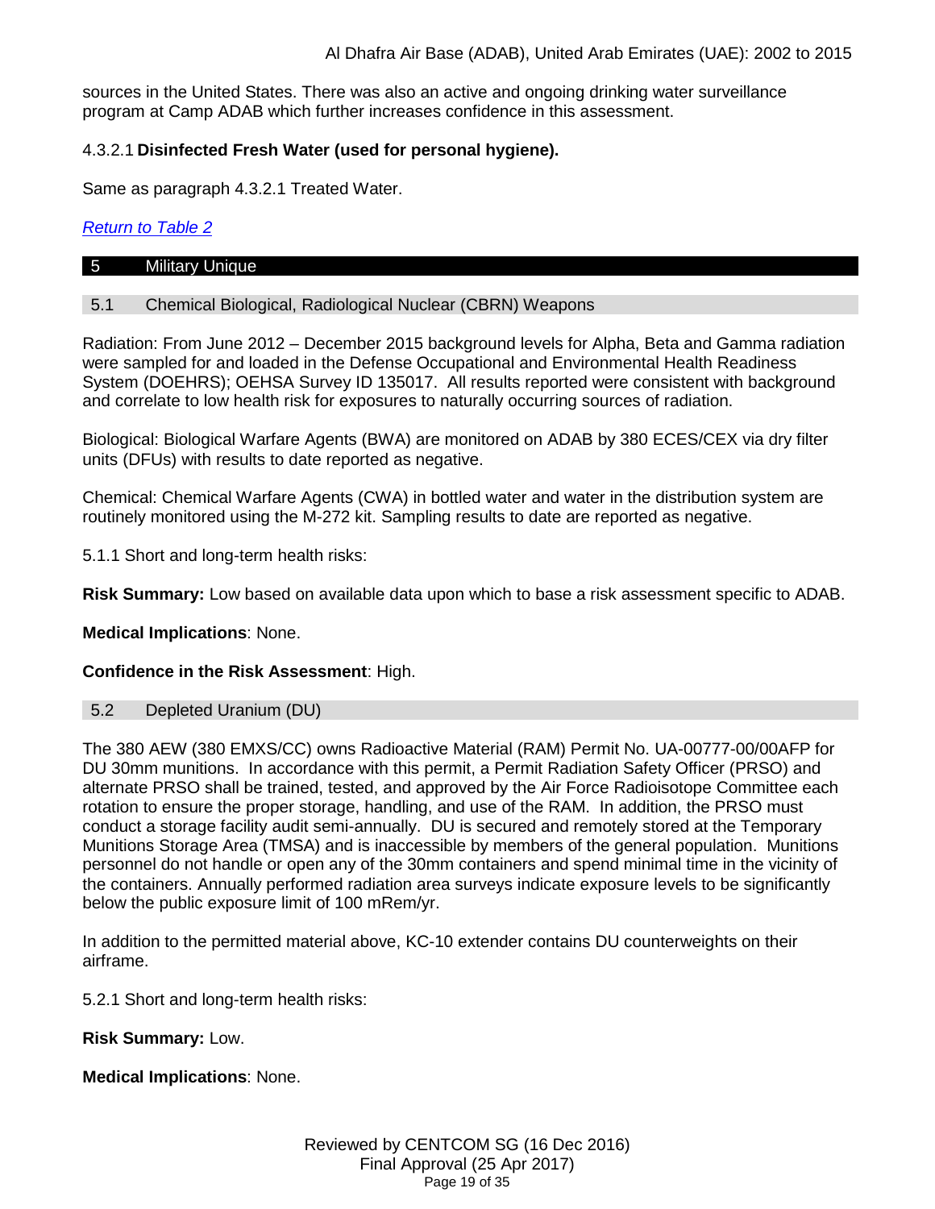sources in the United States. There was also an active and ongoing drinking water surveillance program at Camp ADAB which further increases confidence in this assessment.

#### 4.3.2.1 **Disinfected Fresh Water (used for personal hygiene).**

Same as paragraph 4.3.2.1 Treated Water.

*Return to Table 2*

## 5 Military Unique

### 5.1 Chemical Biological, Radiological Nuclear (CBRN) Weapons

Radiation: From June 2012 – December 2015 background levels for Alpha, Beta and Gamma radiation were sampled for and loaded in the Defense Occupational and Environmental Health Readiness System (DOEHRS); OEHSA Survey ID 135017. All results reported were consistent with background and correlate to low health risk for exposures to naturally occurring sources of radiation.

Biological: Biological Warfare Agents (BWA) are monitored on ADAB by 380 ECES/CEX via dry filter units (DFUs) with results to date reported as negative.

Chemical: Chemical Warfare Agents (CWA) in bottled water and water in the distribution system are routinely monitored using the M-272 kit. Sampling results to date are reported as negative.

5.1.1 Short and long-term health risks:

**Risk Summary:** Low based on available data upon which to base a risk assessment specific to ADAB.

**Medical Implications**: None.

**Confidence in the Risk Assessment**: High.

### 5.2 Depleted Uranium (DU)

The 380 AEW (380 EMXS/CC) owns Radioactive Material (RAM) Permit No. UA-00777-00/00AFP for DU 30mm munitions. In accordance with this permit, a Permit Radiation Safety Officer (PRSO) and alternate PRSO shall be trained, tested, and approved by the Air Force Radioisotope Committee each rotation to ensure the proper storage, handling, and use of the RAM. In addition, the PRSO must conduct a storage facility audit semi-annually. DU is secured and remotely stored at the Temporary Munitions Storage Area (TMSA) and is inaccessible by members of the general population. Munitions personnel do not handle or open any of the 30mm containers and spend minimal time in the vicinity of the containers. Annually performed radiation area surveys indicate exposure levels to be significantly below the public exposure limit of 100 mRem/yr.

In addition to the permitted material above, KC-10 extender contains DU counterweights on their airframe.

5.2.1 Short and long-term health risks:

**Risk Summary:** Low.

**Medical Implications**: None.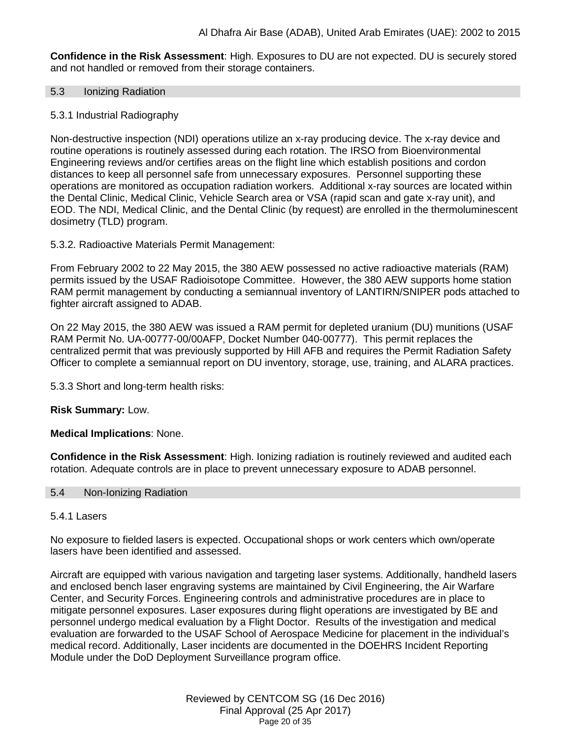**Confidence in the Risk Assessment**: High. Exposures to DU are not expected. DU is securely stored and not handled or removed from their storage containers.

## 5.3 Ionizing Radiation

### 5.3.1 Industrial Radiography

Non-destructive inspection (NDI) operations utilize an x-ray producing device. The x-ray device and routine operations is routinely assessed during each rotation. The IRSO from Bioenvironmental Engineering reviews and/or certifies areas on the flight line which establish positions and cordon distances to keep all personnel safe from unnecessary exposures. Personnel supporting these operations are monitored as occupation radiation workers. Additional x-ray sources are located within the Dental Clinic, Medical Clinic, Vehicle Search area or VSA (rapid scan and gate x-ray unit), and EOD. The NDI, Medical Clinic, and the Dental Clinic (by request) are enrolled in the thermoluminescent dosimetry (TLD) program.

### 5.3.2. Radioactive Materials Permit Management:

From February 2002 to 22 May 2015, the 380 AEW possessed no active radioactive materials (RAM) permits issued by the USAF Radioisotope Committee. However, the 380 AEW supports home station RAM permit management by conducting a semiannual inventory of LANTIRN/SNIPER pods attached to fighter aircraft assigned to ADAB.

On 22 May 2015, the 380 AEW was issued a RAM permit for depleted uranium (DU) munitions (USAF RAM Permit No. UA-00777-00/00AFP, Docket Number 040-00777). This permit replaces the centralized permit that was previously supported by Hill AFB and requires the Permit Radiation Safety Officer to complete a semiannual report on DU inventory, storage, use, training, and ALARA practices.

### 5.3.3 Short and long-term health risks:

**Risk Summary:** Low.

**Medical Implications**: None.

**Confidence in the Risk Assessment**: High. Ionizing radiation is routinely reviewed and audited each rotation. Adequate controls are in place to prevent unnecessary exposure to ADAB personnel.

## 5.4 Non-Ionizing Radiation

### 5.4.1 Lasers

No exposure to fielded lasers is expected. Occupational shops or work centers which own/operate lasers have been identified and assessed.

Aircraft are equipped with various navigation and targeting laser systems. Additionally, handheld lasers and enclosed bench laser engraving systems are maintained by Civil Engineering, the Air Warfare Center, and Security Forces. Engineering controls and administrative procedures are in place to mitigate personnel exposures. Laser exposures during flight operations are investigated by BE and personnel undergo medical evaluation by a Flight Doctor. Results of the investigation and medical evaluation are forwarded to the USAF School of Aerospace Medicine for placement in the individual's medical record. Additionally, Laser incidents are documented in the DOEHRS Incident Reporting Module under the DoD Deployment Surveillance program office.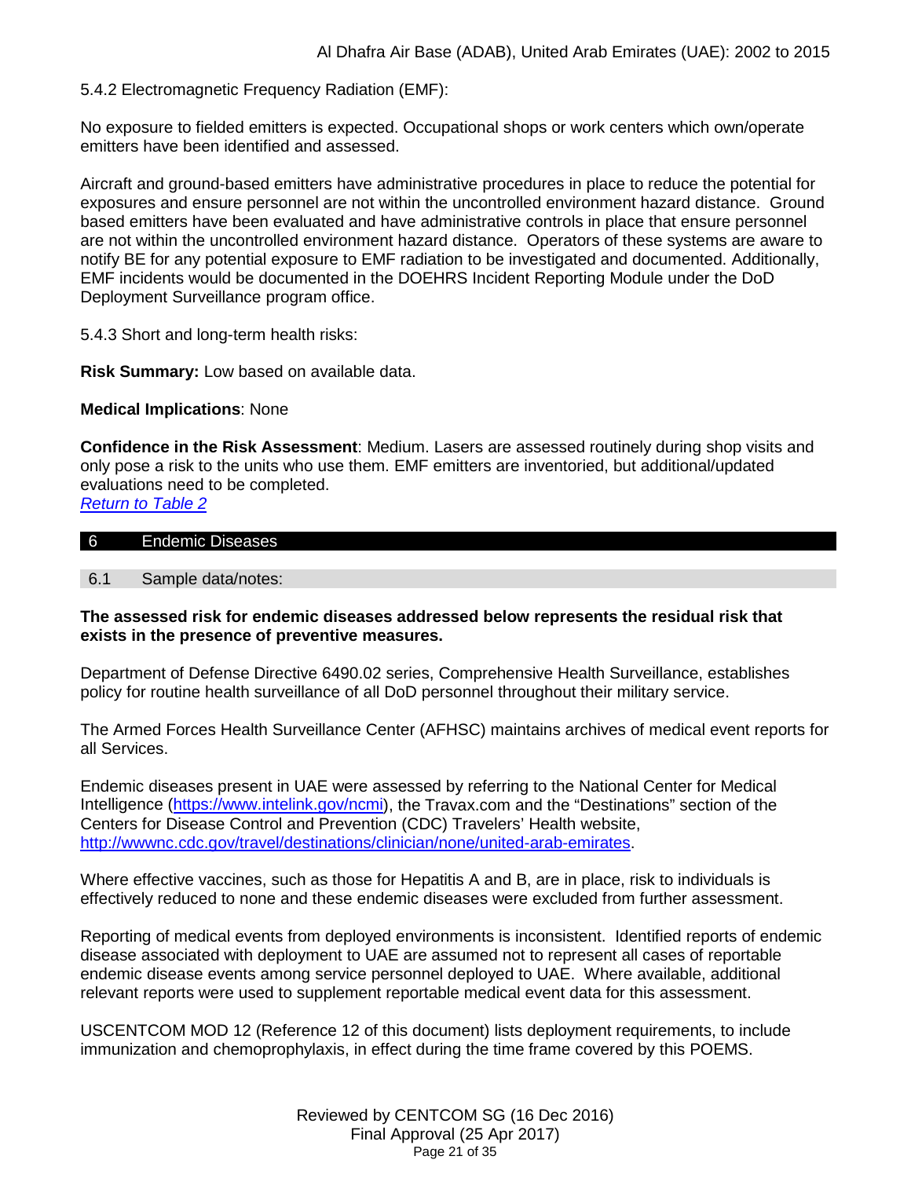5.4.2 Electromagnetic Frequency Radiation (EMF):

No exposure to fielded emitters is expected. Occupational shops or work centers which own/operate emitters have been identified and assessed.

Aircraft and ground-based emitters have administrative procedures in place to reduce the potential for exposures and ensure personnel are not within the uncontrolled environment hazard distance. Ground based emitters have been evaluated and have administrative controls in place that ensure personnel are not within the uncontrolled environment hazard distance. Operators of these systems are aware to notify BE for any potential exposure to EMF radiation to be investigated and documented. Additionally, EMF incidents would be documented in the DOEHRS Incident Reporting Module under the DoD Deployment Surveillance program office.

5.4.3 Short and long-term health risks:

**Risk Summary:** Low based on available data.

**Medical Implications**: None

**Confidence in the Risk Assessment**: Medium. Lasers are assessed routinely during shop visits and only pose a risk to the units who use them. EMF emitters are inventoried, but additional/updated evaluations need to be completed.
*Return to Table 2*

## 6 Endemic Diseases

### 6.1 Sample data/notes:

**The assessed risk for endemic diseases addressed below represents the residual risk that exists in the presence of preventive measures.**

Department of Defense Directive 6490.02 series, Comprehensive Health Surveillance, establishes policy for routine health surveillance of all DoD personnel throughout their military service.

The Armed Forces Health Surveillance Center (AFHSC) maintains archives of medical event reports for all Services.

Endemic diseases present in UAE were assessed by referring to the National Center for Medical Intelligence (https://www.intelink.gov/ncmi), the Travax.com and the "Destinations" section of the Centers for Disease Control and Prevention (CDC) Travelers' Health website, http://wwwnc.cdc.gov/travel/destinations/clinician/none/united-arab-emirates.

Where effective vaccines, such as those for Hepatitis A and B, are in place, risk to individuals is effectively reduced to none and these endemic diseases were excluded from further assessment.

Reporting of medical events from deployed environments is inconsistent. Identified reports of endemic disease associated with deployment to UAE are assumed not to represent all cases of reportable endemic disease events among service personnel deployed to UAE. Where available, additional relevant reports were used to supplement reportable medical event data for this assessment.

USCENTCOM MOD 12 (Reference 12 of this document) lists deployment requirements, to include immunization and chemoprophylaxis, in effect during the time frame covered by this POEMS.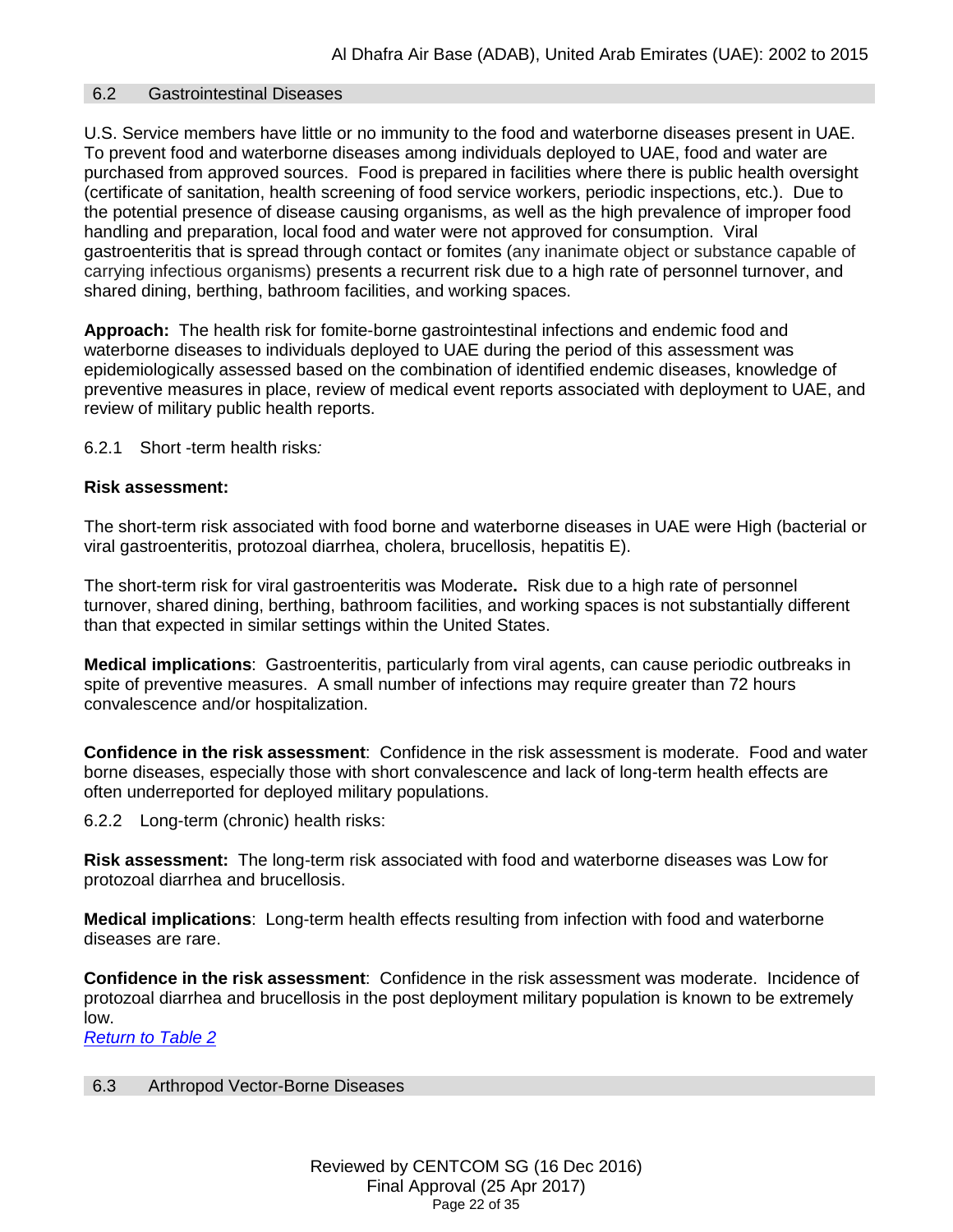## 6.2 Gastrointestinal Diseases

U.S. Service members have little or no immunity to the food and waterborne diseases present in UAE. To prevent food and waterborne diseases among individuals deployed to UAE, food and water are purchased from approved sources. Food is prepared in facilities where there is public health oversight (certificate of sanitation, health screening of food service workers, periodic inspections, etc.). Due to the potential presence of disease causing organisms, as well as the high prevalence of improper food handling and preparation, local food and water were not approved for consumption. Viral gastroenteritis that is spread through contact or fomites (any inanimate object or substance capable of carrying infectious organisms) presents a recurrent risk due to a high rate of personnel turnover, and shared dining, berthing, bathroom facilities, and working spaces.

**Approach:** The health risk for fomite-borne gastrointestinal infections and endemic food and waterborne diseases to individuals deployed to UAE during the period of this assessment was epidemiologically assessed based on the combination of identified endemic diseases, knowledge of preventive measures in place, review of medical event reports associated with deployment to UAE, and review of military public health reports.

### 6.2.1 Short -term health risks*:*

**Risk assessment:**

The short-term risk associated with food borne and waterborne diseases in UAE were High (bacterial or viral gastroenteritis, protozoal diarrhea, cholera, brucellosis, hepatitis E).

The short-term risk for viral gastroenteritis was Moderate**.** Risk due to a high rate of personnel turnover, shared dining, berthing, bathroom facilities, and working spaces is not substantially different than that expected in similar settings within the United States.

**Medical implications**: Gastroenteritis, particularly from viral agents, can cause periodic outbreaks in spite of preventive measures. A small number of infections may require greater than 72 hours convalescence and/or hospitalization.

**Confidence in the risk assessment**: Confidence in the risk assessment is moderate. Food and water borne diseases, especially those with short convalescence and lack of long-term health effects are often underreported for deployed military populations.

### 6.2.2 Long-term (chronic) health risks:

**Risk assessment:** The long-term risk associated with food and waterborne diseases was Low for protozoal diarrhea and brucellosis.

**Medical implications**: Long-term health effects resulting from infection with food and waterborne diseases are rare.

**Confidence in the risk assessment**: Confidence in the risk assessment was moderate. Incidence of protozoal diarrhea and brucellosis in the post deployment military population is known to be extremely low.

*Return to Table 2*

## 6.3 Arthropod Vector-Borne Diseases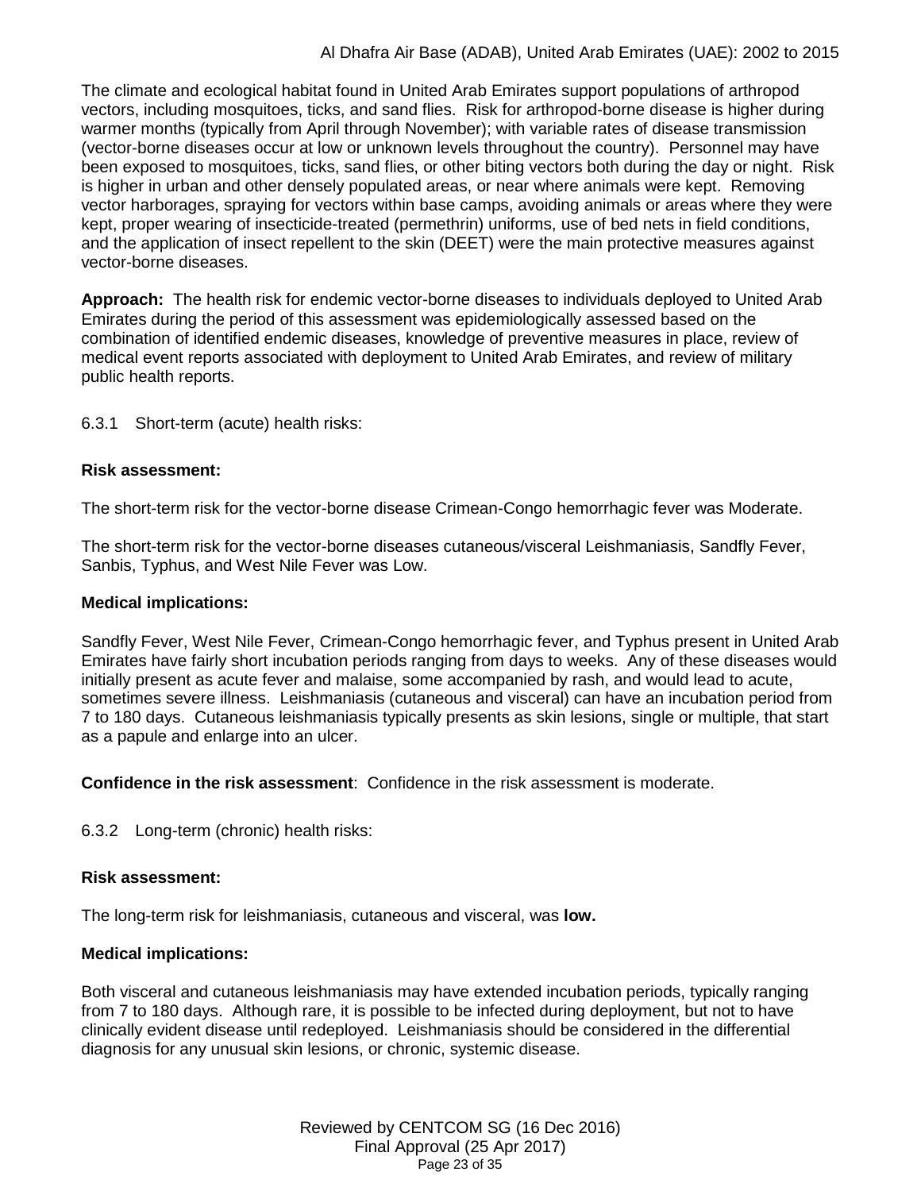The climate and ecological habitat found in United Arab Emirates support populations of arthropod vectors, including mosquitoes, ticks, and sand flies. Risk for arthropod-borne disease is higher during warmer months (typically from April through November); with variable rates of disease transmission (vector-borne diseases occur at low or unknown levels throughout the country). Personnel may have been exposed to mosquitoes, ticks, sand flies, or other biting vectors both during the day or night. Risk is higher in urban and other densely populated areas, or near where animals were kept. Removing vector harborages, spraying for vectors within base camps, avoiding animals or areas where they were kept, proper wearing of insecticide-treated (permethrin) uniforms, use of bed nets in field conditions, and the application of insect repellent to the skin (DEET) were the main protective measures against vector-borne diseases.

**Approach:** The health risk for endemic vector-borne diseases to individuals deployed to United Arab Emirates during the period of this assessment was epidemiologically assessed based on the combination of identified endemic diseases, knowledge of preventive measures in place, review of medical event reports associated with deployment to United Arab Emirates, and review of military public health reports.

6.3.1 Short-term (acute) health risks:

**Risk assessment:**

The short-term risk for the vector-borne disease Crimean-Congo hemorrhagic fever was Moderate.

The short-term risk for the vector-borne diseases cutaneous/visceral Leishmaniasis, Sandfly Fever, Sanbis, Typhus, and West Nile Fever was Low.

**Medical implications:**

Sandfly Fever, West Nile Fever, Crimean-Congo hemorrhagic fever, and Typhus present in United Arab Emirates have fairly short incubation periods ranging from days to weeks. Any of these diseases would initially present as acute fever and malaise, some accompanied by rash, and would lead to acute, sometimes severe illness. Leishmaniasis (cutaneous and visceral) can have an incubation period from 7 to 180 days. Cutaneous leishmaniasis typically presents as skin lesions, single or multiple, that start as a papule and enlarge into an ulcer.

**Confidence in the risk assessment**: Confidence in the risk assessment is moderate.

6.3.2 Long-term (chronic) health risks:

**Risk assessment:**

The long-term risk for leishmaniasis, cutaneous and visceral, was **low.**

**Medical implications:**

Both visceral and cutaneous leishmaniasis may have extended incubation periods, typically ranging from 7 to 180 days. Although rare, it is possible to be infected during deployment, but not to have clinically evident disease until redeployed. Leishmaniasis should be considered in the differential diagnosis for any unusual skin lesions, or chronic, systemic disease.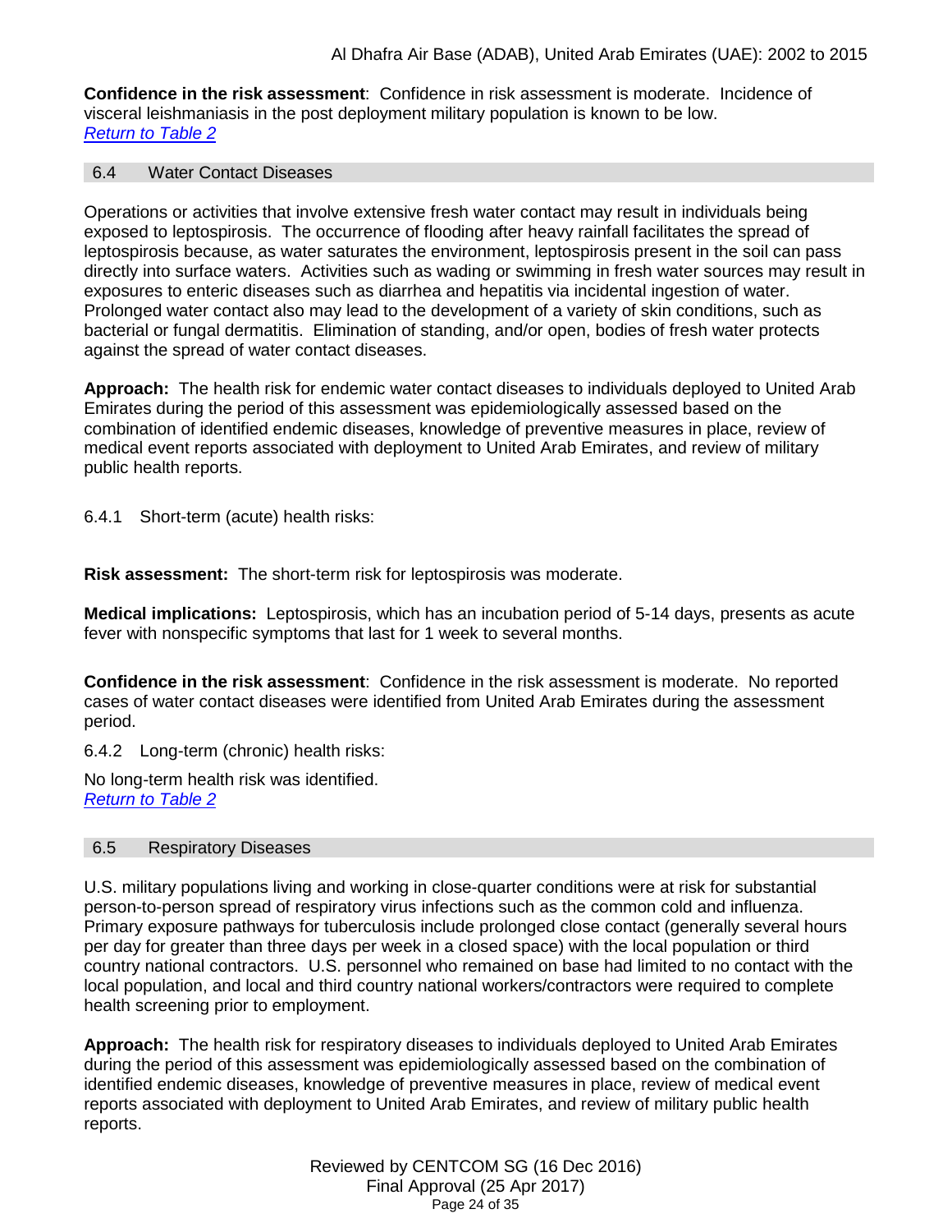**Confidence in the risk assessment**: Confidence in risk assessment is moderate. Incidence of visceral leishmaniasis in the post deployment military population is known to be low.
*Return to Table 2*

## 6.4 Water Contact Diseases

Operations or activities that involve extensive fresh water contact may result in individuals being exposed to leptospirosis. The occurrence of flooding after heavy rainfall facilitates the spread of leptospirosis because, as water saturates the environment, leptospirosis present in the soil can pass directly into surface waters. Activities such as wading or swimming in fresh water sources may result in exposures to enteric diseases such as diarrhea and hepatitis via incidental ingestion of water. Prolonged water contact also may lead to the development of a variety of skin conditions, such as bacterial or fungal dermatitis. Elimination of standing, and/or open, bodies of fresh water protects against the spread of water contact diseases.

**Approach:** The health risk for endemic water contact diseases to individuals deployed to United Arab Emirates during the period of this assessment was epidemiologically assessed based on the combination of identified endemic diseases, knowledge of preventive measures in place, review of medical event reports associated with deployment to United Arab Emirates, and review of military public health reports.

### 6.4.1 Short-term (acute) health risks:

**Risk assessment:** The short-term risk for leptospirosis was moderate.

**Medical implications:** Leptospirosis, which has an incubation period of 5-14 days, presents as acute fever with nonspecific symptoms that last for 1 week to several months.

**Confidence in the risk assessment**: Confidence in the risk assessment is moderate. No reported cases of water contact diseases were identified from United Arab Emirates during the assessment period.

### 6.4.2 Long-term (chronic) health risks:

No long-term health risk was identified.
*Return to Table 2*

## 6.5 Respiratory Diseases

U.S. military populations living and working in close-quarter conditions were at risk for substantial person-to-person spread of respiratory virus infections such as the common cold and influenza. Primary exposure pathways for tuberculosis include prolonged close contact (generally several hours per day for greater than three days per week in a closed space) with the local population or third country national contractors. U.S. personnel who remained on base had limited to no contact with the local population, and local and third country national workers/contractors were required to complete health screening prior to employment.

**Approach:** The health risk for respiratory diseases to individuals deployed to United Arab Emirates during the period of this assessment was epidemiologically assessed based on the combination of identified endemic diseases, knowledge of preventive measures in place, review of medical event reports associated with deployment to United Arab Emirates, and review of military public health reports.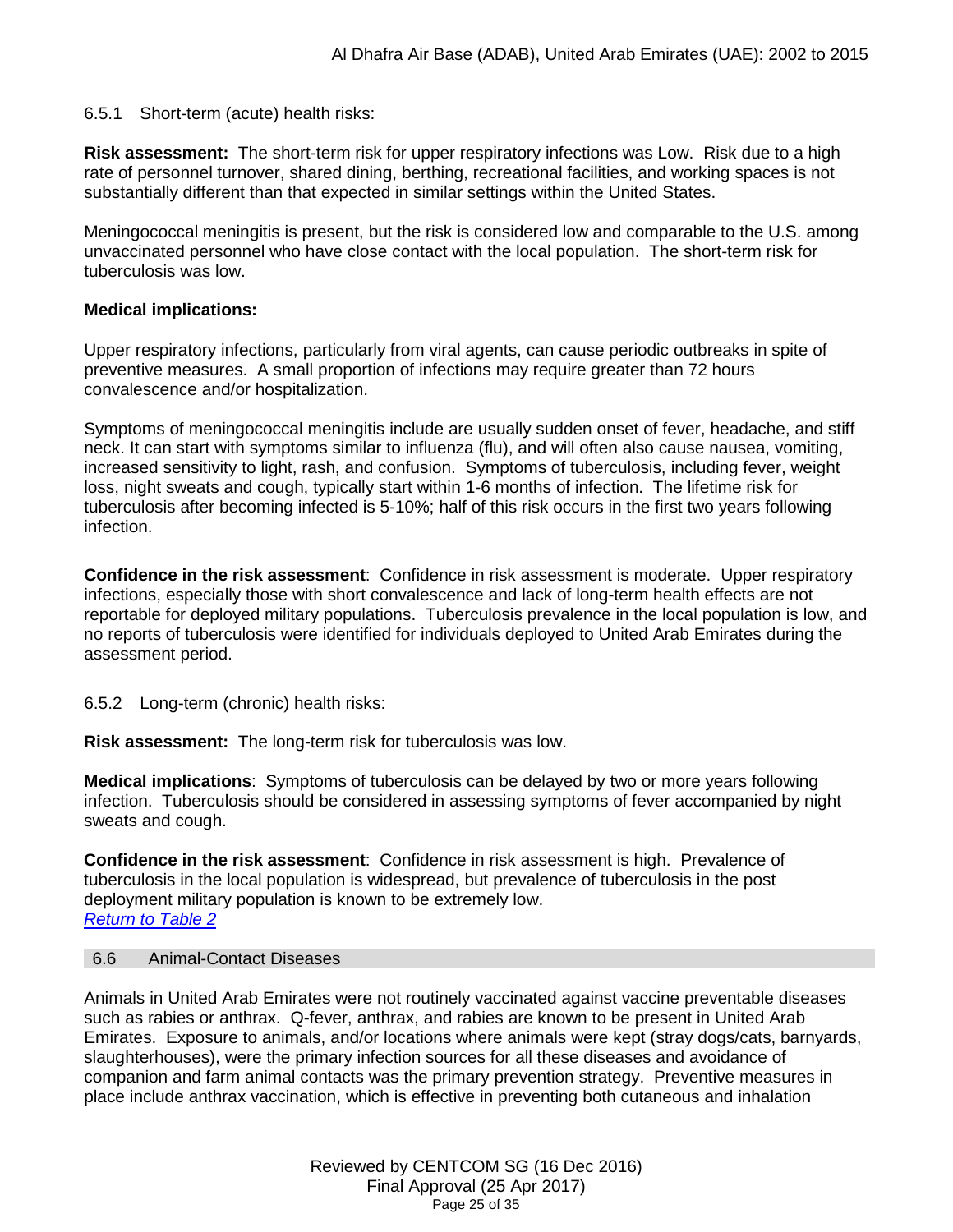#### 6.5.1 Short-term (acute) health risks:

**Risk assessment:** The short-term risk for upper respiratory infections was Low. Risk due to a high rate of personnel turnover, shared dining, berthing, recreational facilities, and working spaces is not substantially different than that expected in similar settings within the United States.

Meningococcal meningitis is present, but the risk is considered low and comparable to the U.S. among unvaccinated personnel who have close contact with the local population. The short-term risk for tuberculosis was low.

**Medical implications:**

Upper respiratory infections, particularly from viral agents, can cause periodic outbreaks in spite of preventive measures. A small proportion of infections may require greater than 72 hours convalescence and/or hospitalization.

Symptoms of meningococcal meningitis include are usually sudden onset of fever, headache, and stiff neck. It can start with symptoms similar to influenza (flu), and will often also cause nausea, vomiting, increased sensitivity to light, rash, and confusion. Symptoms of tuberculosis, including fever, weight loss, night sweats and cough, typically start within 1-6 months of infection. The lifetime risk for tuberculosis after becoming infected is 5-10%; half of this risk occurs in the first two years following infection.

**Confidence in the risk assessment**: Confidence in risk assessment is moderate. Upper respiratory infections, especially those with short convalescence and lack of long-term health effects are not reportable for deployed military populations. Tuberculosis prevalence in the local population is low, and no reports of tuberculosis were identified for individuals deployed to United Arab Emirates during the assessment period.

#### 6.5.2 Long-term (chronic) health risks:

**Risk assessment:** The long-term risk for tuberculosis was low.

**Medical implications**: Symptoms of tuberculosis can be delayed by two or more years following infection. Tuberculosis should be considered in assessing symptoms of fever accompanied by night sweats and cough.

**Confidence in the risk assessment**: Confidence in risk assessment is high. Prevalence of tuberculosis in the local population is widespread, but prevalence of tuberculosis in the post deployment military population is known to be extremely low.
*Return to Table 2*

### 6.6 Animal-Contact Diseases

Animals in United Arab Emirates were not routinely vaccinated against vaccine preventable diseases such as rabies or anthrax. Q-fever, anthrax, and rabies are known to be present in United Arab Emirates. Exposure to animals, and/or locations where animals were kept (stray dogs/cats, barnyards, slaughterhouses), were the primary infection sources for all these diseases and avoidance of companion and farm animal contacts was the primary prevention strategy. Preventive measures in place include anthrax vaccination, which is effective in preventing both cutaneous and inhalation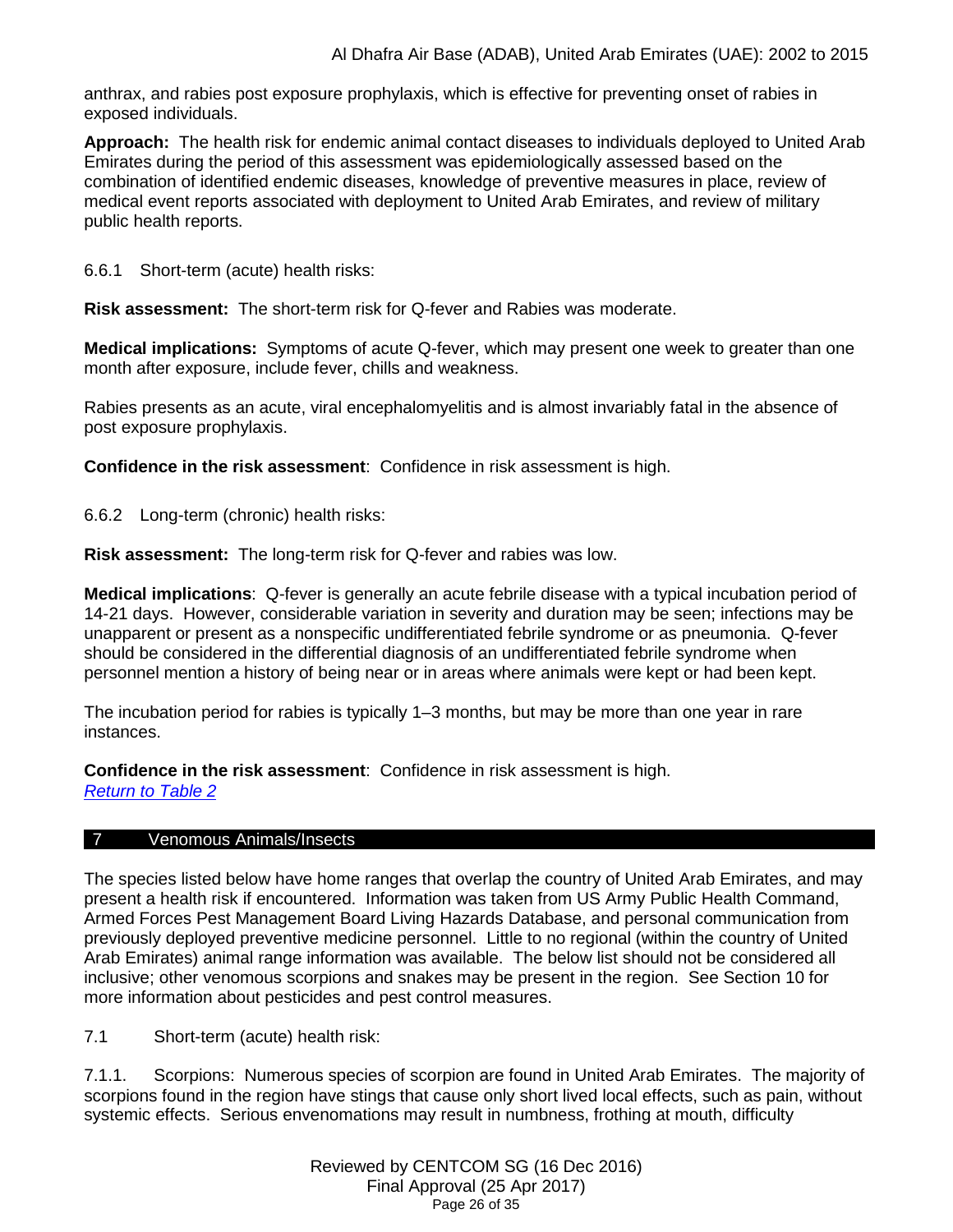anthrax, and rabies post exposure prophylaxis, which is effective for preventing onset of rabies in exposed individuals.

**Approach:** The health risk for endemic animal contact diseases to individuals deployed to United Arab Emirates during the period of this assessment was epidemiologically assessed based on the combination of identified endemic diseases, knowledge of preventive measures in place, review of medical event reports associated with deployment to United Arab Emirates, and review of military public health reports.

6.6.1 Short-term (acute) health risks:

**Risk assessment:** The short-term risk for Q-fever and Rabies was moderate.

**Medical implications:** Symptoms of acute Q-fever, which may present one week to greater than one month after exposure, include fever, chills and weakness.

Rabies presents as an acute, viral encephalomyelitis and is almost invariably fatal in the absence of post exposure prophylaxis.

**Confidence in the risk assessment**: Confidence in risk assessment is high.

6.6.2 Long-term (chronic) health risks:

**Risk assessment:** The long-term risk for Q-fever and rabies was low.

**Medical implications**: Q-fever is generally an acute febrile disease with a typical incubation period of 14-21 days. However, considerable variation in severity and duration may be seen; infections may be unapparent or present as a nonspecific undifferentiated febrile syndrome or as pneumonia. Q-fever should be considered in the differential diagnosis of an undifferentiated febrile syndrome when personnel mention a history of being near or in areas where animals were kept or had been kept.

The incubation period for rabies is typically 1–3 months, but may be more than one year in rare instances.

**Confidence in the risk assessment**: Confidence in risk assessment is high.
*Return to Table 2*

## 7 Venomous Animals/Insects

The species listed below have home ranges that overlap the country of United Arab Emirates, and may present a health risk if encountered. Information was taken from US Army Public Health Command, Armed Forces Pest Management Board Living Hazards Database, and personal communication from previously deployed preventive medicine personnel. Little to no regional (within the country of United Arab Emirates) animal range information was available. The below list should not be considered all inclusive; other venomous scorpions and snakes may be present in the region. See Section 10 for more information about pesticides and pest control measures.

7.1 Short-term (acute) health risk:

7.1.1. Scorpions: Numerous species of scorpion are found in United Arab Emirates. The majority of scorpions found in the region have stings that cause only short lived local effects, such as pain, without systemic effects. Serious envenomations may result in numbness, frothing at mouth, difficulty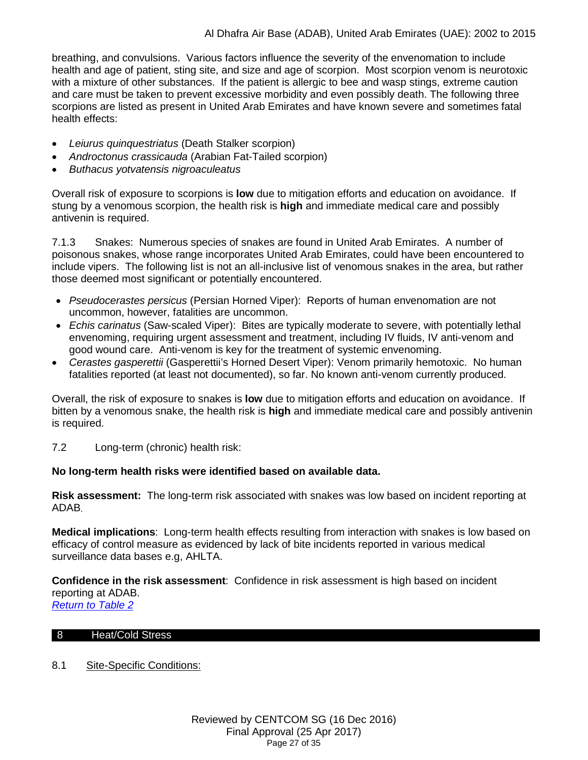breathing, and convulsions. Various factors influence the severity of the envenomation to include health and age of patient, sting site, and size and age of scorpion. Most scorpion venom is neurotoxic with a mixture of other substances. If the patient is allergic to bee and wasp stings, extreme caution and care must be taken to prevent excessive morbidity and even possibly death. The following three scorpions are listed as present in United Arab Emirates and have known severe and sometimes fatal health effects:

- *Leiurus quinquestriatus* (Death Stalker scorpion)
- *Androctonus crassicauda* (Arabian Fat-Tailed scorpion)
- *Buthacus yotvatensis nigroaculeatus*

Overall risk of exposure to scorpions is **low** due to mitigation efforts and education on avoidance. If stung by a venomous scorpion, the health risk is **high** and immediate medical care and possibly antivenin is required.

7.1.3 Snakes: Numerous species of snakes are found in United Arab Emirates. A number of poisonous snakes, whose range incorporates United Arab Emirates, could have been encountered to include vipers. The following list is not an all-inclusive list of venomous snakes in the area, but rather those deemed most significant or potentially encountered.

- *Pseudocerastes persicus* (Persian Horned Viper): Reports of human envenomation are not uncommon, however, fatalities are uncommon.
- *Echis carinatus* (Saw-scaled Viper): Bites are typically moderate to severe, with potentially lethal envenoming, requiring urgent assessment and treatment, including IV fluids, IV anti-venom and good wound care. Anti-venom is key for the treatment of systemic envenoming.
- *Cerastes gasperettii* (Gasperettii's Horned Desert Viper): Venom primarily hemotoxic. No human fatalities reported (at least not documented), so far. No known anti-venom currently produced.

Overall, the risk of exposure to snakes is **low** due to mitigation efforts and education on avoidance. If bitten by a venomous snake, the health risk is **high** and immediate medical care and possibly antivenin is required.

7.2 Long-term (chronic) health risk:

**No long-term health risks were identified based on available data.**

**Risk assessment:** The long-term risk associated with snakes was low based on incident reporting at ADAB.

**Medical implications**: Long-term health effects resulting from interaction with snakes is low based on efficacy of control measure as evidenced by lack of bite incidents reported in various medical surveillance data bases e.g, AHLTA.

**Confidence in the risk assessment**: Confidence in risk assessment is high based on incident reporting at ADAB.
[Return to Table 2]

## 8 Heat/Cold Stress

8.1 Site-Specific Conditions: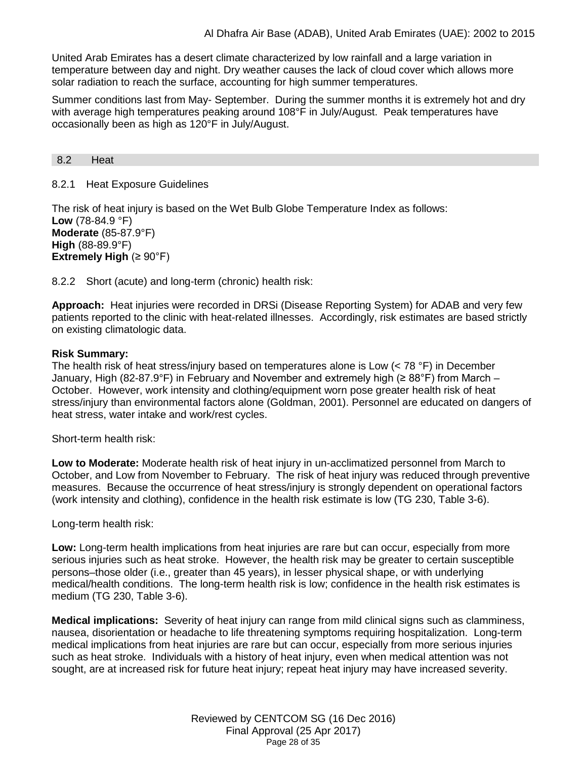United Arab Emirates has a desert climate characterized by low rainfall and a large variation in temperature between day and night. Dry weather causes the lack of cloud cover which allows more solar radiation to reach the surface, accounting for high summer temperatures.

Summer conditions last from May- September. During the summer months it is extremely hot and dry with average high temperatures peaking around 108°F in July/August. Peak temperatures have occasionally been as high as 120°F in July/August.

## 8.2 Heat

### 8.2.1 Heat Exposure Guidelines

The risk of heat injury is based on the Wet Bulb Globe Temperature Index as follows:
**Low** (78-84.9 °F)
**Moderate** (85-87.9°F)
**High** (88-89.9°F)
**Extremely High** (≥ 90°F)

### 8.2.2 Short (acute) and long-term (chronic) health risk:

**Approach:** Heat injuries were recorded in DRSi (Disease Reporting System) for ADAB and very few patients reported to the clinic with heat-related illnesses. Accordingly, risk estimates are based strictly on existing climatologic data.

**Risk Summary:**
The health risk of heat stress/injury based on temperatures alone is Low (< 78 °F) in December January, High (82-87.9°F) in February and November and extremely high (≥ 88°F) from March – October. However, work intensity and clothing/equipment worn pose greater health risk of heat stress/injury than environmental factors alone (Goldman, 2001). Personnel are educated on dangers of heat stress, water intake and work/rest cycles.

Short-term health risk:

**Low to Moderate:** Moderate health risk of heat injury in un-acclimatized personnel from March to October, and Low from November to February. The risk of heat injury was reduced through preventive measures. Because the occurrence of heat stress/injury is strongly dependent on operational factors (work intensity and clothing), confidence in the health risk estimate is low (TG 230, Table 3-6).

Long-term health risk:

**Low:** Long-term health implications from heat injuries are rare but can occur, especially from more serious injuries such as heat stroke. However, the health risk may be greater to certain susceptible persons–those older (i.e., greater than 45 years), in lesser physical shape, or with underlying medical/health conditions. The long-term health risk is low; confidence in the health risk estimates is medium (TG 230, Table 3-6).

**Medical implications:** Severity of heat injury can range from mild clinical signs such as clamminess, nausea, disorientation or headache to life threatening symptoms requiring hospitalization. Long-term medical implications from heat injuries are rare but can occur, especially from more serious injuries such as heat stroke. Individuals with a history of heat injury, even when medical attention was not sought, are at increased risk for future heat injury; repeat heat injury may have increased severity.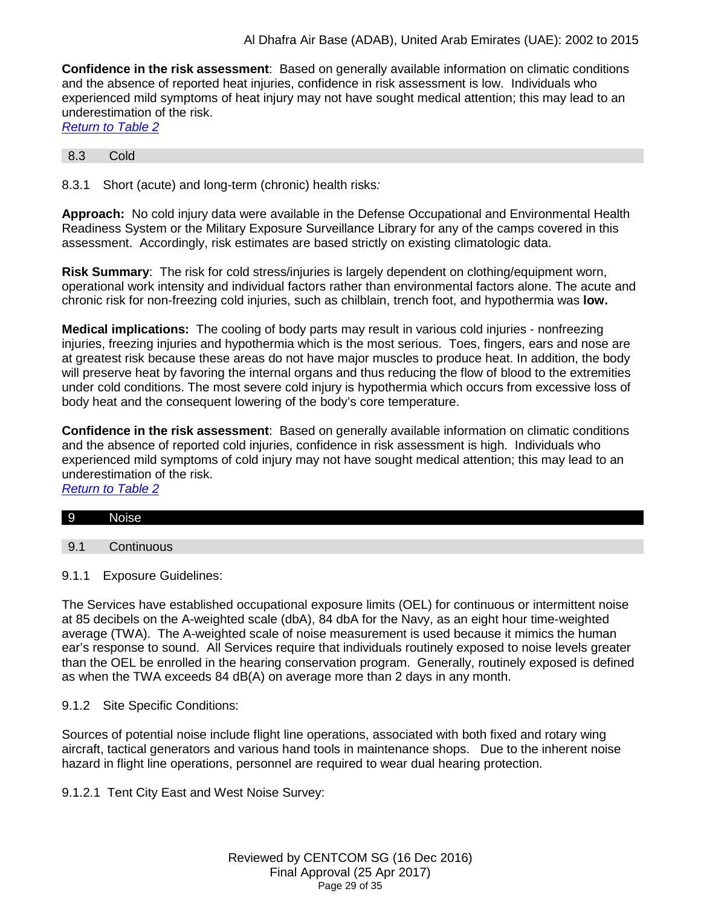**Confidence in the risk assessment**: Based on generally available information on climatic conditions and the absence of reported heat injuries, confidence in risk assessment is low. Individuals who experienced mild symptoms of heat injury may not have sought medical attention; this may lead to an underestimation of the risk.
*Return to Table 2*

### 8.3 Cold

8.3.1 Short (acute) and long-term (chronic) health risks*:*

**Approach:** No cold injury data were available in the Defense Occupational and Environmental Health Readiness System or the Military Exposure Surveillance Library for any of the camps covered in this assessment. Accordingly, risk estimates are based strictly on existing climatologic data.

**Risk Summary**: The risk for cold stress/injuries is largely dependent on clothing/equipment worn, operational work intensity and individual factors rather than environmental factors alone. The acute and chronic risk for non-freezing cold injuries, such as chilblain, trench foot, and hypothermia was **low.**

**Medical implications:** The cooling of body parts may result in various cold injuries - nonfreezing injuries, freezing injuries and hypothermia which is the most serious. Toes, fingers, ears and nose are at greatest risk because these areas do not have major muscles to produce heat. In addition, the body will preserve heat by favoring the internal organs and thus reducing the flow of blood to the extremities under cold conditions. The most severe cold injury is hypothermia which occurs from excessive loss of body heat and the consequent lowering of the body's core temperature.

**Confidence in the risk assessment**: Based on generally available information on climatic conditions and the absence of reported cold injuries, confidence in risk assessment is high. Individuals who experienced mild symptoms of cold injury may not have sought medical attention; this may lead to an underestimation of the risk.
*Return to Table 2*

## 9 Noise

### 9.1 Continuous

9.1.1 Exposure Guidelines:

The Services have established occupational exposure limits (OEL) for continuous or intermittent noise at 85 decibels on the A-weighted scale (dbA), 84 dbA for the Navy, as an eight hour time-weighted average (TWA). The A-weighted scale of noise measurement is used because it mimics the human ear's response to sound. All Services require that individuals routinely exposed to noise levels greater than the OEL be enrolled in the hearing conservation program. Generally, routinely exposed is defined as when the TWA exceeds 84 dB(A) on average more than 2 days in any month.

9.1.2 Site Specific Conditions:

Sources of potential noise include flight line operations, associated with both fixed and rotary wing aircraft, tactical generators and various hand tools in maintenance shops. Due to the inherent noise hazard in flight line operations, personnel are required to wear dual hearing protection.

9.1.2.1 Tent City East and West Noise Survey: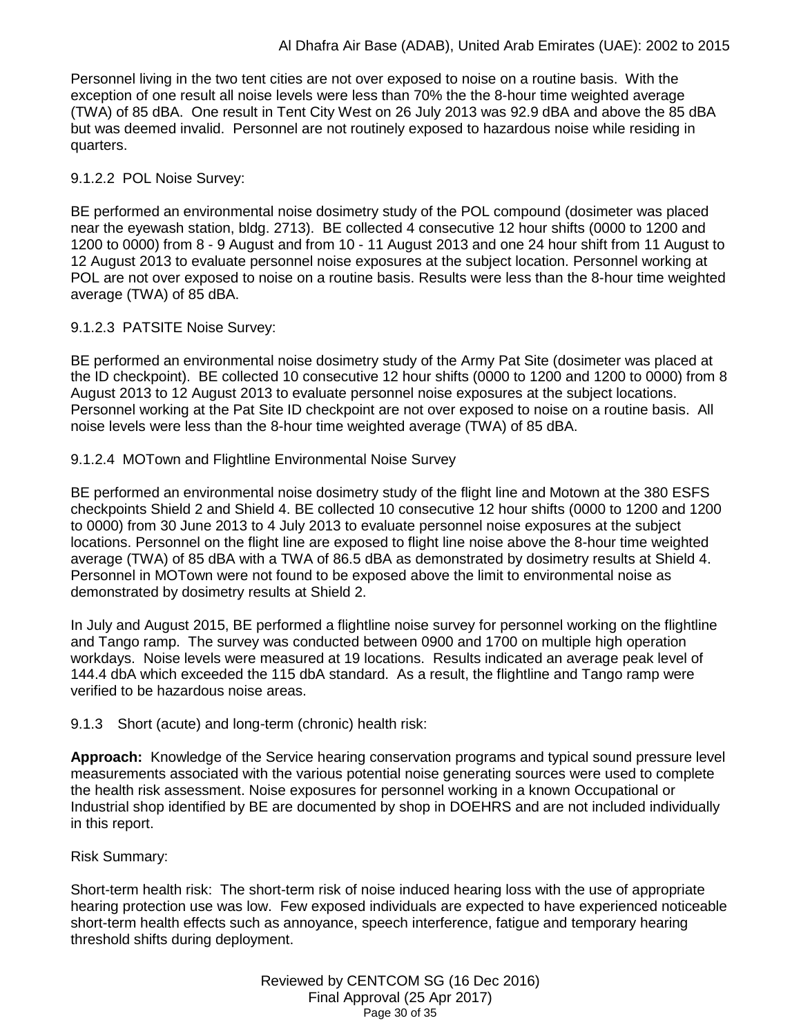Personnel living in the two tent cities are not over exposed to noise on a routine basis. With the exception of one result all noise levels were less than 70% the the 8-hour time weighted average (TWA) of 85 dBA. One result in Tent City West on 26 July 2013 was 92.9 dBA and above the 85 dBA but was deemed invalid. Personnel are not routinely exposed to hazardous noise while residing in quarters.

9.1.2.2 POL Noise Survey:

BE performed an environmental noise dosimetry study of the POL compound (dosimeter was placed near the eyewash station, bldg. 2713). BE collected 4 consecutive 12 hour shifts (0000 to 1200 and 1200 to 0000) from 8 - 9 August and from 10 - 11 August 2013 and one 24 hour shift from 11 August to 12 August 2013 to evaluate personnel noise exposures at the subject location. Personnel working at POL are not over exposed to noise on a routine basis. Results were less than the 8-hour time weighted average (TWA) of 85 dBA.

9.1.2.3 PATSITE Noise Survey:

BE performed an environmental noise dosimetry study of the Army Pat Site (dosimeter was placed at the ID checkpoint). BE collected 10 consecutive 12 hour shifts (0000 to 1200 and 1200 to 0000) from 8 August 2013 to 12 August 2013 to evaluate personnel noise exposures at the subject locations. Personnel working at the Pat Site ID checkpoint are not over exposed to noise on a routine basis. All noise levels were less than the 8-hour time weighted average (TWA) of 85 dBA.

9.1.2.4 MOTown and Flightline Environmental Noise Survey

BE performed an environmental noise dosimetry study of the flight line and Motown at the 380 ESFS checkpoints Shield 2 and Shield 4. BE collected 10 consecutive 12 hour shifts (0000 to 1200 and 1200 to 0000) from 30 June 2013 to 4 July 2013 to evaluate personnel noise exposures at the subject locations. Personnel on the flight line are exposed to flight line noise above the 8-hour time weighted average (TWA) of 85 dBA with a TWA of 86.5 dBA as demonstrated by dosimetry results at Shield 4. Personnel in MOTown were not found to be exposed above the limit to environmental noise as demonstrated by dosimetry results at Shield 2.

In July and August 2015, BE performed a flightline noise survey for personnel working on the flightline and Tango ramp. The survey was conducted between 0900 and 1700 on multiple high operation workdays. Noise levels were measured at 19 locations. Results indicated an average peak level of 144.4 dbA which exceeded the 115 dbA standard. As a result, the flightline and Tango ramp were verified to be hazardous noise areas.

9.1.3 Short (acute) and long-term (chronic) health risk:

**Approach:** Knowledge of the Service hearing conservation programs and typical sound pressure level measurements associated with the various potential noise generating sources were used to complete the health risk assessment. Noise exposures for personnel working in a known Occupational or Industrial shop identified by BE are documented by shop in DOEHRS and are not included individually in this report.

Risk Summary:

Short-term health risk: The short-term risk of noise induced hearing loss with the use of appropriate hearing protection use was low. Few exposed individuals are expected to have experienced noticeable short-term health effects such as annoyance, speech interference, fatigue and temporary hearing threshold shifts during deployment.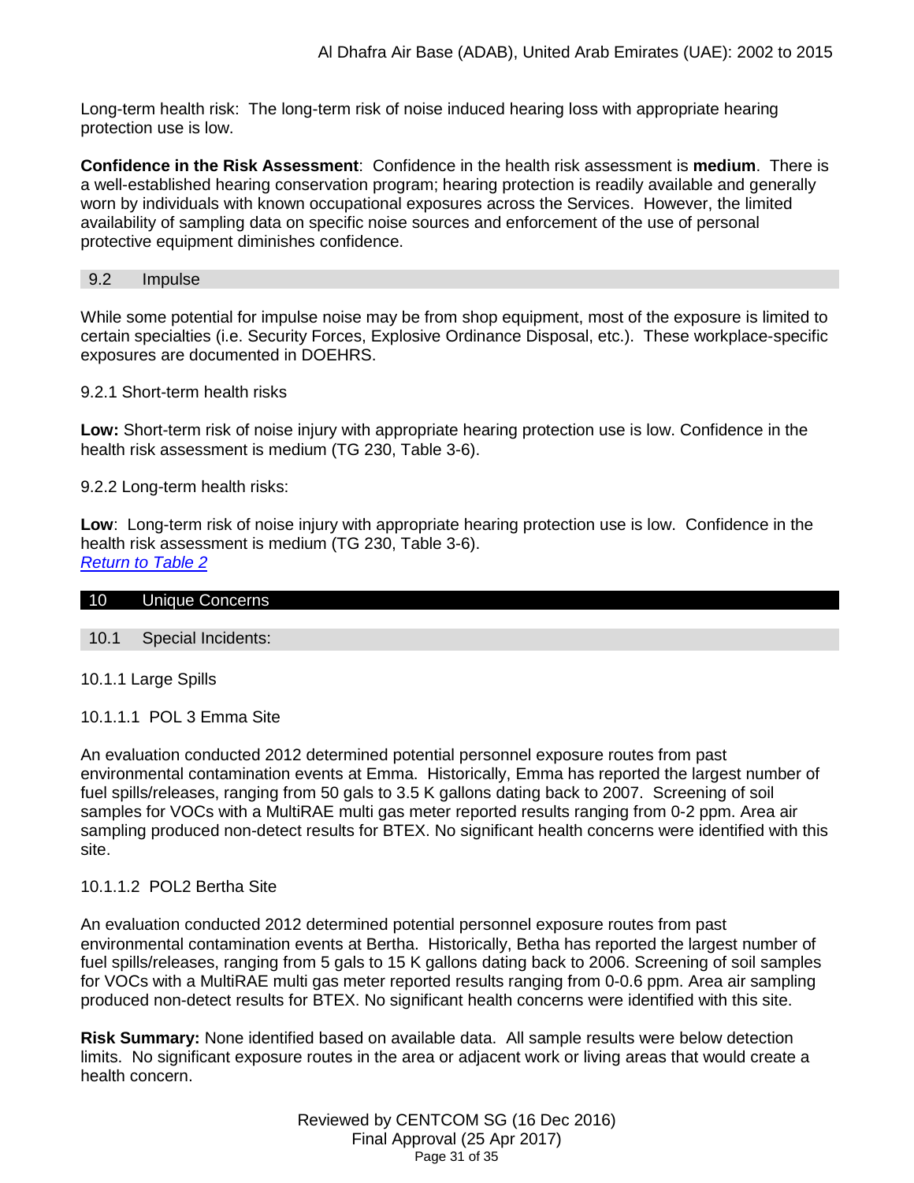Long-term health risk: The long-term risk of noise induced hearing loss with appropriate hearing protection use is low.

**Confidence in the Risk Assessment**: Confidence in the health risk assessment is **medium**. There is a well-established hearing conservation program; hearing protection is readily available and generally worn by individuals with known occupational exposures across the Services. However, the limited availability of sampling data on specific noise sources and enforcement of the use of personal protective equipment diminishes confidence.

### 9.2 Impulse

While some potential for impulse noise may be from shop equipment, most of the exposure is limited to certain specialties (i.e. Security Forces, Explosive Ordinance Disposal, etc.). These workplace-specific exposures are documented in DOEHRS.

9.2.1 Short-term health risks

**Low:** Short-term risk of noise injury with appropriate hearing protection use is low. Confidence in the health risk assessment is medium (TG 230, Table 3-6).

9.2.2 Long-term health risks:

**Low**: Long-term risk of noise injury with appropriate hearing protection use is low. Confidence in the health risk assessment is medium (TG 230, Table 3-6).
*Return to Table 2*

## 10 Unique Concerns

### 10.1 Special Incidents:

10.1.1 Large Spills

10.1.1.1 POL 3 Emma Site

An evaluation conducted 2012 determined potential personnel exposure routes from past environmental contamination events at Emma. Historically, Emma has reported the largest number of fuel spills/releases, ranging from 50 gals to 3.5 K gallons dating back to 2007. Screening of soil samples for VOCs with a MultiRAE multi gas meter reported results ranging from 0-2 ppm. Area air sampling produced non-detect results for BTEX. No significant health concerns were identified with this site.

10.1.1.2 POL2 Bertha Site

An evaluation conducted 2012 determined potential personnel exposure routes from past environmental contamination events at Bertha. Historically, Betha has reported the largest number of fuel spills/releases, ranging from 5 gals to 15 K gallons dating back to 2006. Screening of soil samples for VOCs with a MultiRAE multi gas meter reported results ranging from 0-0.6 ppm. Area air sampling produced non-detect results for BTEX. No significant health concerns were identified with this site.

**Risk Summary:** None identified based on available data. All sample results were below detection limits. No significant exposure routes in the area or adjacent work or living areas that would create a health concern.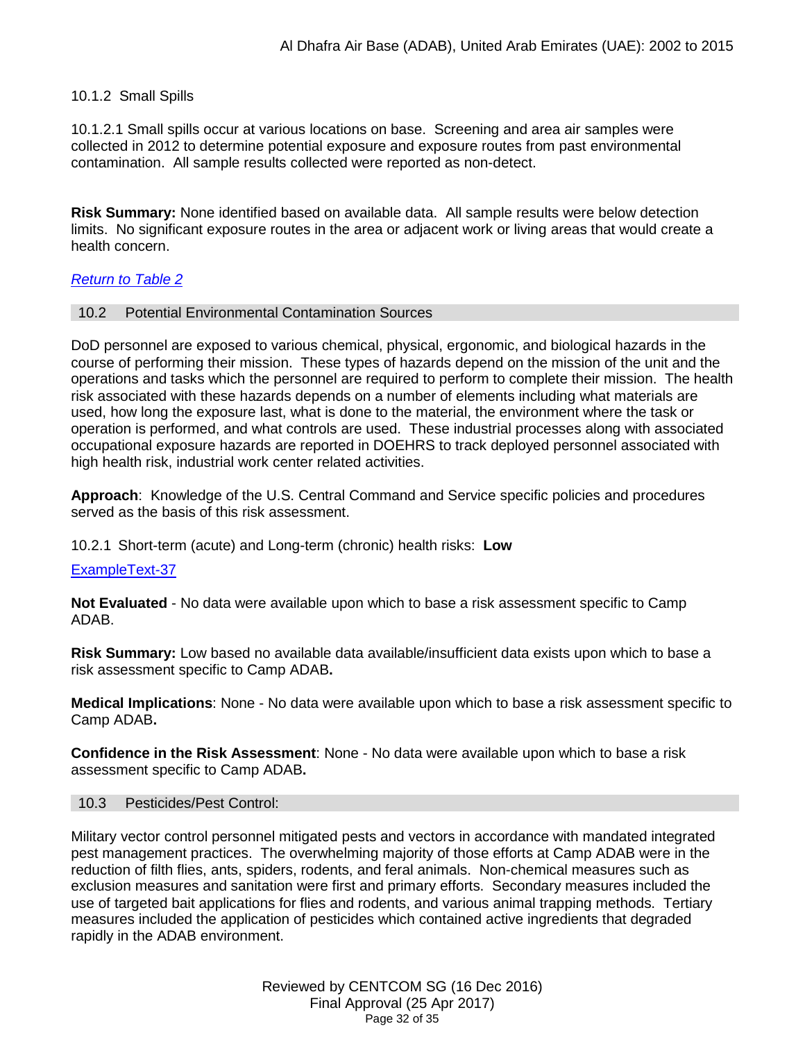10.1.2 Small Spills

10.1.2.1 Small spills occur at various locations on base. Screening and area air samples were collected in 2012 to determine potential exposure and exposure routes from past environmental contamination. All sample results collected were reported as non-detect.

**Risk Summary:** None identified based on available data. All sample results were below detection limits. No significant exposure routes in the area or adjacent work or living areas that would create a health concern.

*Return to Table 2*

## 10.2 Potential Environmental Contamination Sources

DoD personnel are exposed to various chemical, physical, ergonomic, and biological hazards in the course of performing their mission. These types of hazards depend on the mission of the unit and the operations and tasks which the personnel are required to perform to complete their mission. The health risk associated with these hazards depends on a number of elements including what materials are used, how long the exposure last, what is done to the material, the environment where the task or operation is performed, and what controls are used. These industrial processes along with associated occupational exposure hazards are reported in DOEHRS to track deployed personnel associated with high health risk, industrial work center related activities.

**Approach**: Knowledge of the U.S. Central Command and Service specific policies and procedures served as the basis of this risk assessment.

10.2.1 Short-term (acute) and Long-term (chronic) health risks: **Low**

ExampleText-37

**Not Evaluated** - No data were available upon which to base a risk assessment specific to Camp ADAB.

**Risk Summary:** Low based no available data available/insufficient data exists upon which to base a risk assessment specific to Camp ADAB**.**

**Medical Implications**: None - No data were available upon which to base a risk assessment specific to Camp ADAB**.**

**Confidence in the Risk Assessment**: None - No data were available upon which to base a risk assessment specific to Camp ADAB**.**

## 10.3 Pesticides/Pest Control:

Military vector control personnel mitigated pests and vectors in accordance with mandated integrated pest management practices. The overwhelming majority of those efforts at Camp ADAB were in the reduction of filth flies, ants, spiders, rodents, and feral animals. Non-chemical measures such as exclusion measures and sanitation were first and primary efforts. Secondary measures included the use of targeted bait applications for flies and rodents, and various animal trapping methods. Tertiary measures included the application of pesticides which contained active ingredients that degraded rapidly in the ADAB environment.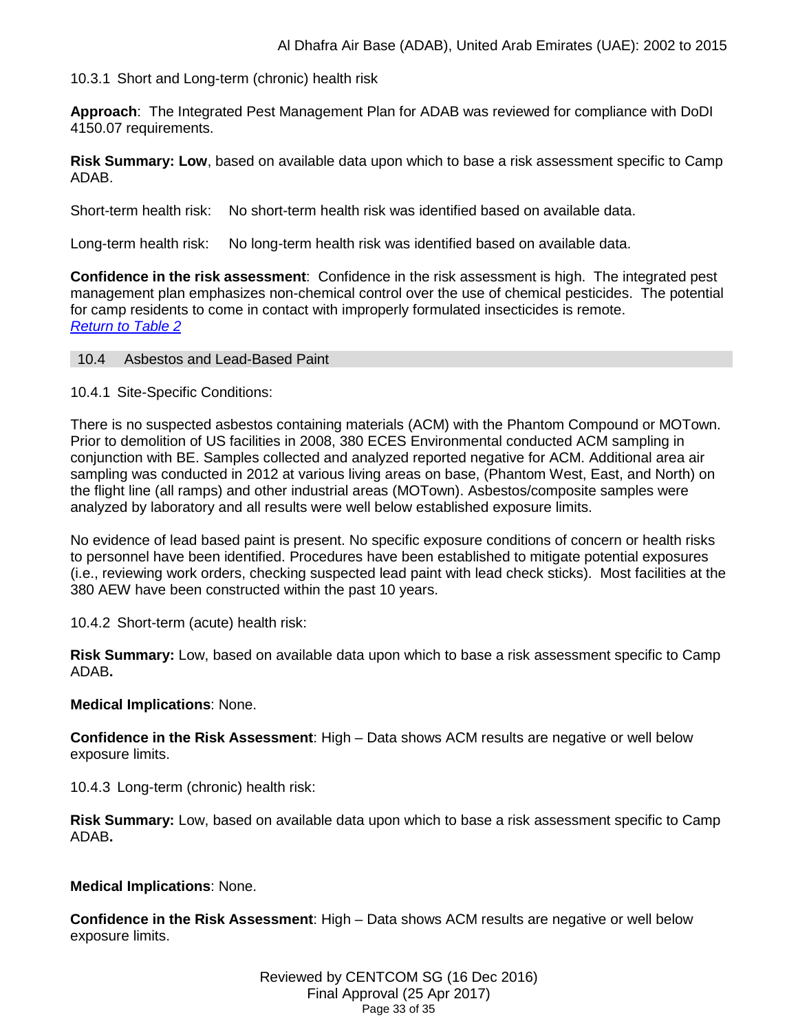10.3.1 Short and Long-term (chronic) health risk

**Approach**: The Integrated Pest Management Plan for ADAB was reviewed for compliance with DoDI 4150.07 requirements.

**Risk Summary: Low**, based on available data upon which to base a risk assessment specific to Camp ADAB.

Short-term health risk: No short-term health risk was identified based on available data.

Long-term health risk: No long-term health risk was identified based on available data.

**Confidence in the risk assessment**: Confidence in the risk assessment is high. The integrated pest management plan emphasizes non-chemical control over the use of chemical pesticides. The potential for camp residents to come in contact with improperly formulated insecticides is remote.
*Return to Table 2*

## 10.4 Asbestos and Lead-Based Paint

10.4.1 Site-Specific Conditions:

There is no suspected asbestos containing materials (ACM) with the Phantom Compound or MOTown. Prior to demolition of US facilities in 2008, 380 ECES Environmental conducted ACM sampling in conjunction with BE. Samples collected and analyzed reported negative for ACM. Additional area air sampling was conducted in 2012 at various living areas on base, (Phantom West, East, and North) on the flight line (all ramps) and other industrial areas (MOTown). Asbestos/composite samples were analyzed by laboratory and all results were well below established exposure limits.

No evidence of lead based paint is present. No specific exposure conditions of concern or health risks to personnel have been identified. Procedures have been established to mitigate potential exposures (i.e., reviewing work orders, checking suspected lead paint with lead check sticks). Most facilities at the 380 AEW have been constructed within the past 10 years.

10.4.2 Short-term (acute) health risk:

**Risk Summary:** Low, based on available data upon which to base a risk assessment specific to Camp ADAB**.**

**Medical Implications**: None.

**Confidence in the Risk Assessment**: High – Data shows ACM results are negative or well below exposure limits.

10.4.3 Long-term (chronic) health risk:

**Risk Summary:** Low, based on available data upon which to base a risk assessment specific to Camp ADAB**.**

**Medical Implications**: None.

**Confidence in the Risk Assessment**: High – Data shows ACM results are negative or well below exposure limits.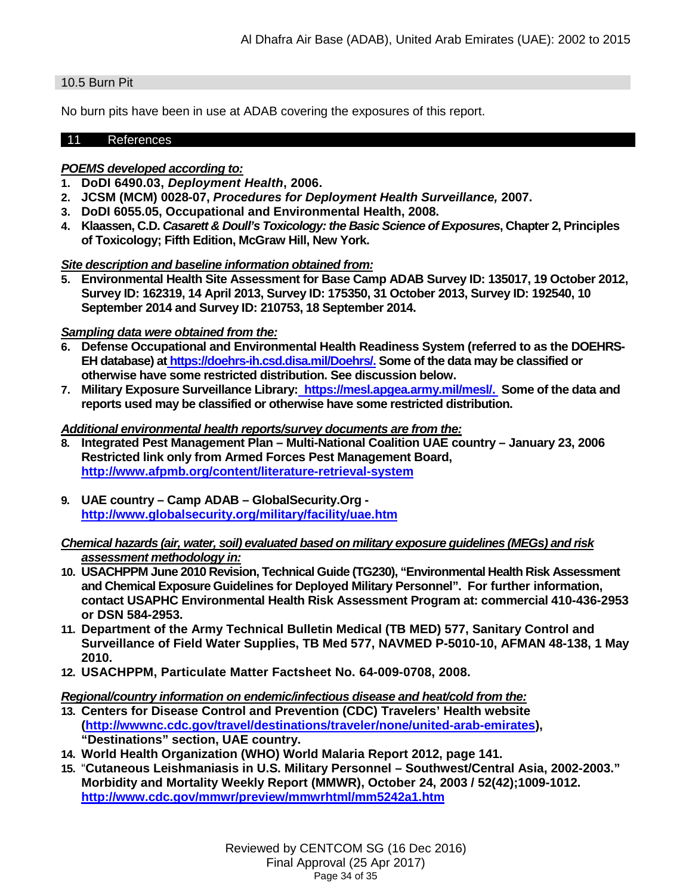### 10.5 Burn Pit

No burn pits have been in use at ADAB covering the exposures of this report.

## 11 References

***POEMS developed according to:***

1. **DoDI 6490.03, *Deployment Health*, 2006.**
2. **JCSM (MCM) 0028-07, *Procedures for Deployment Health Surveillance,* 2007.**
3. **DoDI 6055.05, Occupational and Environmental Health, 2008.**
4. **Klaassen, C.D. *Casarett & Doull's Toxicology: the Basic Science of Exposures*, Chapter 2, Principles of Toxicology; Fifth Edition, McGraw Hill, New York.**

***Site description and baseline information obtained from:***

5. **Environmental Health Site Assessment for Base Camp ADAB Survey ID: 135017, 19 October 2012, Survey ID: 162319, 14 April 2013, Survey ID: 175350, 31 October 2013, Survey ID: 192540, 10 September 2014 and Survey ID: 210753, 18 September 2014.**

***Sampling data were obtained from the:***

6. **Defense Occupational and Environmental Health Readiness System (referred to as the DOEHRS-EH database) at https://doehrs-ih.csd.disa.mil/Doehrs/. Some of the data may be classified or otherwise have some restricted distribution. See discussion below.**
7. **Military Exposure Surveillance Library: https://mesl.apgea.army.mil/mesl/. Some of the data and reports used may be classified or otherwise have some restricted distribution.**

***Additional environmental health reports/survey documents are from the:***

8. **Integrated Pest Management Plan – Multi-National Coalition UAE country – January 23, 2006 Restricted link only from Armed Forces Pest Management Board, http://www.afpmb.org/content/literature-retrieval-system**
9. **UAE country – Camp ADAB – GlobalSecurity.Org - http://www.globalsecurity.org/military/facility/uae.htm**

***Chemical hazards (air, water, soil) evaluated based on military exposure guidelines (MEGs) and risk assessment methodology in:***

10. **USACHPPM June 2010 Revision, Technical Guide (TG230), "Environmental Health Risk Assessment and Chemical Exposure Guidelines for Deployed Military Personnel". For further information, contact USAPHC Environmental Health Risk Assessment Program at: commercial 410-436-2953 or DSN 584-2953.**
11. **Department of the Army Technical Bulletin Medical (TB MED) 577, Sanitary Control and Surveillance of Field Water Supplies, TB Med 577, NAVMED P-5010-10, AFMAN 48-138, 1 May 2010.**
12. **USACHPPM, Particulate Matter Factsheet No. 64-009-0708, 2008.**

***Regional/country information on endemic/infectious disease and heat/cold from the:***

13. **Centers for Disease Control and Prevention (CDC) Travelers' Health website (http://wwwnc.cdc.gov/travel/destinations/traveler/none/united-arab-emirates), "Destinations" section, UAE country.**
14. **World Health Organization (WHO) World Malaria Report 2012, page 141.**
15. **"Cutaneous Leishmaniasis in U.S. Military Personnel – Southwest/Central Asia, 2002-2003." Morbidity and Mortality Weekly Report (MMWR), October 24, 2003 / 52(42);1009-1012. http://www.cdc.gov/mmwr/preview/mmwrhtml/mm5242a1.htm**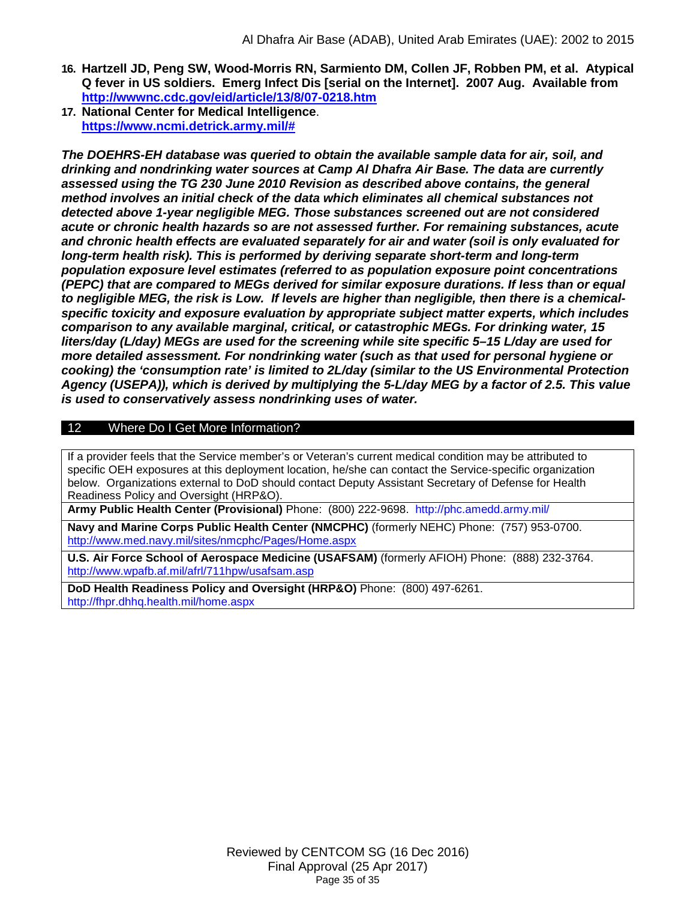16. **Hartzell JD, Peng SW, Wood-Morris RN, Sarmiento DM, Collen JF, Robben PM, et al. Atypical Q fever in US soldiers. Emerg Infect Dis [serial on the Internet]. 2007 Aug. Available from http://wwwnc.cdc.gov/eid/article/13/8/07-0218.htm**
17. **National Center for Medical Intelligence**. **https://www.ncmi.detrick.army.mil/#**

***The DOEHRS-EH database was queried to obtain the available sample data for air, soil, and drinking and nondrinking water sources at Camp Al Dhafra Air Base. The data are currently assessed using the TG 230 June 2010 Revision as described above contains, the general method involves an initial check of the data which eliminates all chemical substances not detected above 1-year negligible MEG. Those substances screened out are not considered acute or chronic health hazards so are not assessed further. For remaining substances, acute and chronic health effects are evaluated separately for air and water (soil is only evaluated for long-term health risk). This is performed by deriving separate short-term and long-term population exposure level estimates (referred to as population exposure point concentrations (PEPC) that are compared to MEGs derived for similar exposure durations. If less than or equal to negligible MEG, the risk is Low. If levels are higher than negligible, then there is a chemical-specific toxicity and exposure evaluation by appropriate subject matter experts, which includes comparison to any available marginal, critical, or catastrophic MEGs. For drinking water, 15 liters/day (L/day) MEGs are used for the screening while site specific 5–15 L/day are used for more detailed assessment. For nondrinking water (such as that used for personal hygiene or cooking) the 'consumption rate' is limited to 2L/day (similar to the US Environmental Protection Agency (USEPA)), which is derived by multiplying the 5-L/day MEG by a factor of 2.5. This value is used to conservatively assess nondrinking uses of water.***

## 12 Where Do I Get More Information?

| |
|---|
| If a provider feels that the Service member's or Veteran's current medical condition may be attributed to specific OEH exposures at this deployment location, he/she can contact the Service-specific organization below. Organizations external to DoD should contact Deputy Assistant Secretary of Defense for Health Readiness Policy and Oversight (HRP&O). |
| **Army Public Health Center (Provisional)** Phone: (800) 222-9698. http://phc.amedd.army.mil/ |
| **Navy and Marine Corps Public Health Center (NMCPHC)** (formerly NEHC) Phone: (757) 953-0700. http://www.med.navy.mil/sites/nmcphc/Pages/Home.aspx |
| **U.S. Air Force School of Aerospace Medicine (USAFSAM)** (formerly AFIOH) Phone: (888) 232-3764. http://www.wpafb.af.mil/afrl/711hpw/usafsam.asp |
| **DoD Health Readiness Policy and Oversight (HRP&O)** Phone: (800) 497-6261. http://fhpr.dhhq.health.mil/home.aspx |

Reviewed by CENTCOM SG (16 Dec 2016)
Final Approval (25 Apr 2017)